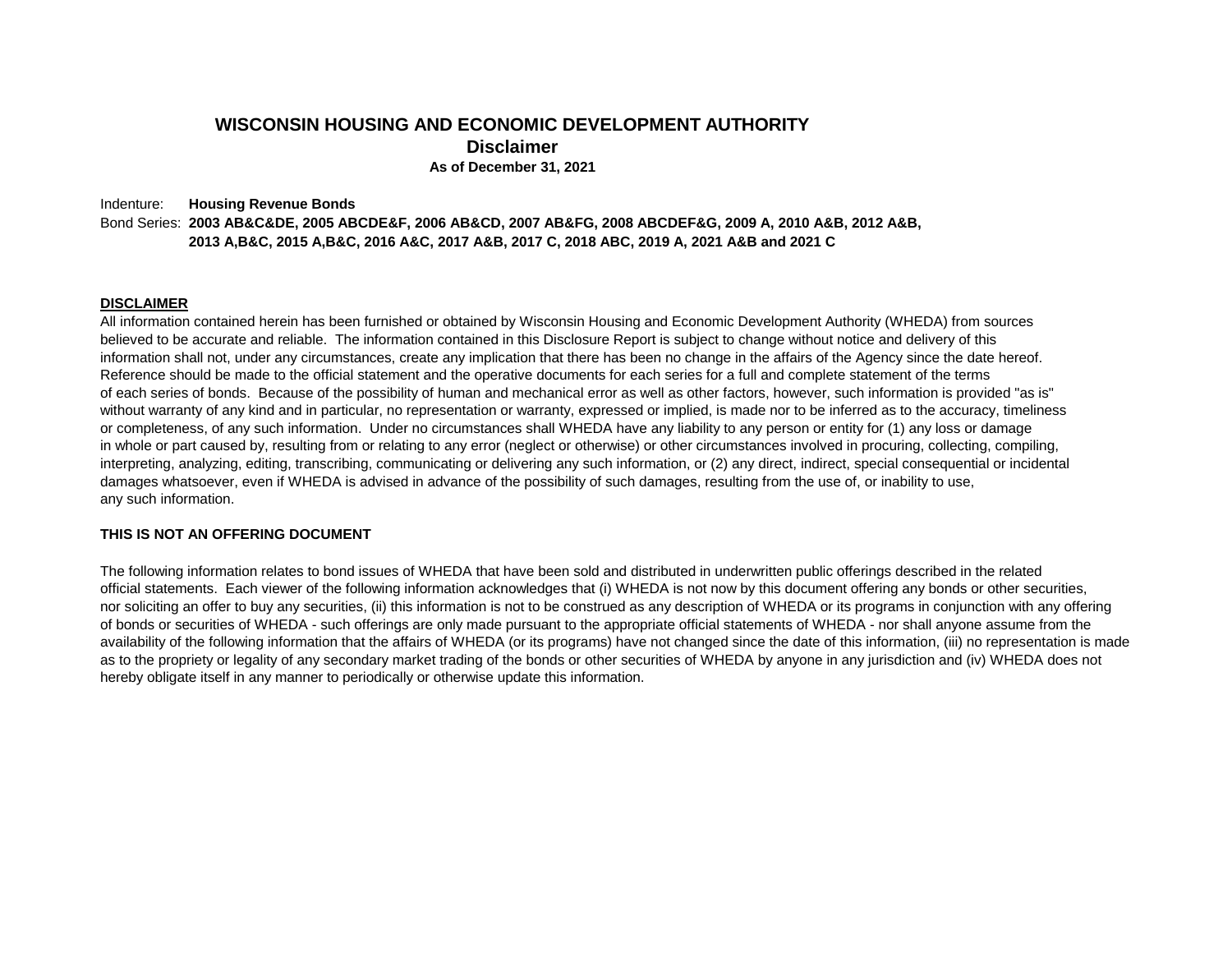# WISCONSIN HOUSING AND ECONOMIC DEVELOPMENT AUTHORITY

## Disclaimer

**As of December 31, 2021**

Indenture: **Housing Revenue Bonds**

Bond Series: **2003 AB&C&DE, 2005 ABCDE&F, 2006 AB&CD, 2007 AB&FG, 2008 ABCDEF&G, 2009 A, 2010 A&B, 2012 A&B, 2013 A,B&C, 2015 A,B&C, 2016 A&C, 2017 A&B, 2017 C, 2018 ABC, 2019 A, 2021 A&B and 2021 C**

**DISCLAIMER**

All information contained herein has been furnished or obtained by Wisconsin Housing and Economic Development Authority (WHEDA) from sources believed to be accurate and reliable. The information contained in this Disclosure Report is subject to change without notice and delivery of this information shall not, under any circumstances, create any implication that there has been no change in the affairs of the Agency since the date hereof. Reference should be made to the official statement and the operative documents for each series for a full and complete statement of the terms of each series of bonds. Because of the possibility of human and mechanical error as well as other factors, however, such information is provided "as is" without warranty of any kind and in particular, no representation or warranty, expressed or implied, is made nor to be inferred as to the accuracy, timeliness or completeness, of any such information. Under no circumstances shall WHEDA have any liability to any person or entity for (1) any loss or damage in whole or part caused by, resulting from or relating to any error (neglect or otherwise) or other circumstances involved in procuring, collecting, compiling, interpreting, analyzing, editing, transcribing, communicating or delivering any such information, or (2) any direct, indirect, special consequential or incidental damages whatsoever, even if WHEDA is advised in advance of the possibility of such damages, resulting from the use of, or inability to use, any such information.

**THIS IS NOT AN OFFERING DOCUMENT**

The following information relates to bond issues of WHEDA that have been sold and distributed in underwritten public offerings described in the related official statements. Each viewer of the following information acknowledges that (i) WHEDA is not now by this document offering any bonds or other securities, nor soliciting an offer to buy any securities, (ii) this information is not to be construed as any description of WHEDA or its programs in conjunction with any offering of bonds or securities of WHEDA - such offerings are only made pursuant to the appropriate official statements of WHEDA - nor shall anyone assume from the availability of the following information that the affairs of WHEDA (or its programs) have not changed since the date of this information, (iii) no representation is made as to the propriety or legality of any secondary market trading of the bonds or other securities of WHEDA by anyone in any jurisdiction and (iv) WHEDA does not hereby obligate itself in any manner to periodically or otherwise update this information.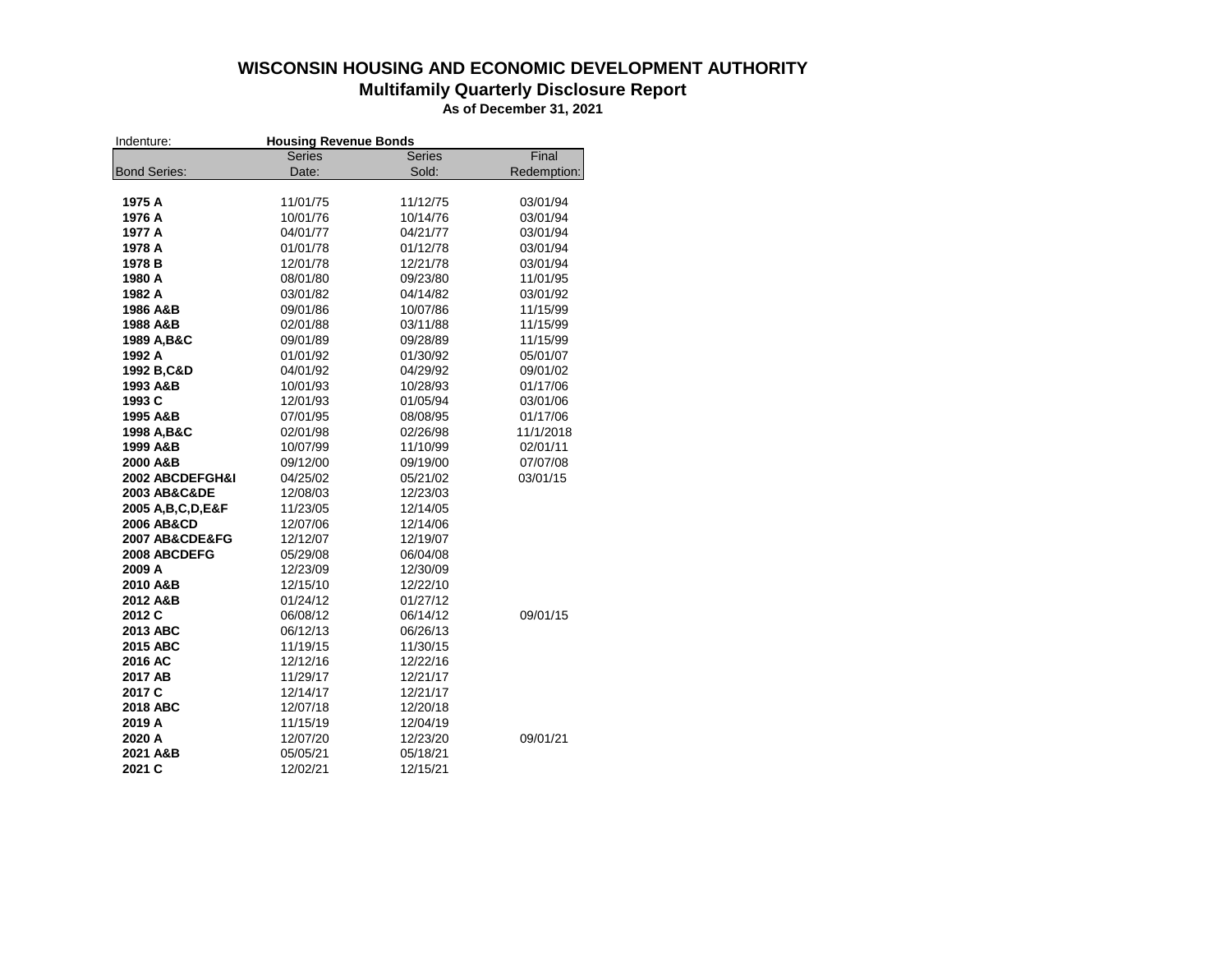# WISCONSIN HOUSING AND ECONOMIC DEVELOPMENT AUTHORITY

## Multifamily Quarterly Disclosure Report

### As of December 31, 2021

Indenture: **Housing Revenue Bonds**

| Bond Series: | Series Date: | Series Sold: | Final Redemption: |
|---|---|---|---|
| **1975 A** | 11/01/75 | 11/12/75 | 03/01/94 |
| **1976 A** | 10/01/76 | 10/14/76 | 03/01/94 |
| **1977 A** | 04/01/77 | 04/21/77 | 03/01/94 |
| **1978 A** | 01/01/78 | 01/12/78 | 03/01/94 |
| **1978 B** | 12/01/78 | 12/21/78 | 03/01/94 |
| **1980 A** | 08/01/80 | 09/23/80 | 11/01/95 |
| **1982 A** | 03/01/82 | 04/14/82 | 03/01/92 |
| **1986 A&B** | 09/01/86 | 10/07/86 | 11/15/99 |
| **1988 A&B** | 02/01/88 | 03/11/88 | 11/15/99 |
| **1989 A,B&C** | 09/01/89 | 09/28/89 | 11/15/99 |
| **1992 A** | 01/01/92 | 01/30/92 | 05/01/07 |
| **1992 B,C&D** | 04/01/92 | 04/29/92 | 09/01/02 |
| **1993 A&B** | 10/01/93 | 10/28/93 | 01/17/06 |
| **1993 C** | 12/01/93 | 01/05/94 | 03/01/06 |
| **1995 A&B** | 07/01/95 | 08/08/95 | 01/17/06 |
| **1998 A,B&C** | 02/01/98 | 02/26/98 | 11/1/2018 |
| **1999 A&B** | 10/07/99 | 11/10/99 | 02/01/11 |
| **2000 A&B** | 09/12/00 | 09/19/00 | 07/07/08 |
| **2002 ABCDEFGH&I** | 04/25/02 | 05/21/02 | 03/01/15 |
| **2003 AB&C&DE** | 12/08/03 | 12/23/03 | |
| **2005 A,B,C,D,E&F** | 11/23/05 | 12/14/05 | |
| **2006 AB&CD** | 12/07/06 | 12/14/06 | |
| **2007 AB&CDE&FG** | 12/12/07 | 12/19/07 | |
| **2008 ABCDEFG** | 05/29/08 | 06/04/08 | |
| **2009 A** | 12/23/09 | 12/30/09 | |
| **2010 A&B** | 12/15/10 | 12/22/10 | |
| **2012 A&B** | 01/24/12 | 01/27/12 | |
| **2012 C** | 06/08/12 | 06/14/12 | 09/01/15 |
| **2013 ABC** | 06/12/13 | 06/26/13 | |
| **2015 ABC** | 11/19/15 | 11/30/15 | |
| **2016 AC** | 12/12/16 | 12/22/16 | |
| **2017 AB** | 11/29/17 | 12/21/17 | |
| **2017 C** | 12/14/17 | 12/21/17 | |
| **2018 ABC** | 12/07/18 | 12/20/18 | |
| **2019 A** | 11/15/19 | 12/04/19 | |
| **2020 A** | 12/07/20 | 12/23/20 | 09/01/21 |
| **2021 A&B** | 05/05/21 | 05/18/21 | |
| **2021 C** | 12/02/21 | 12/15/21 | |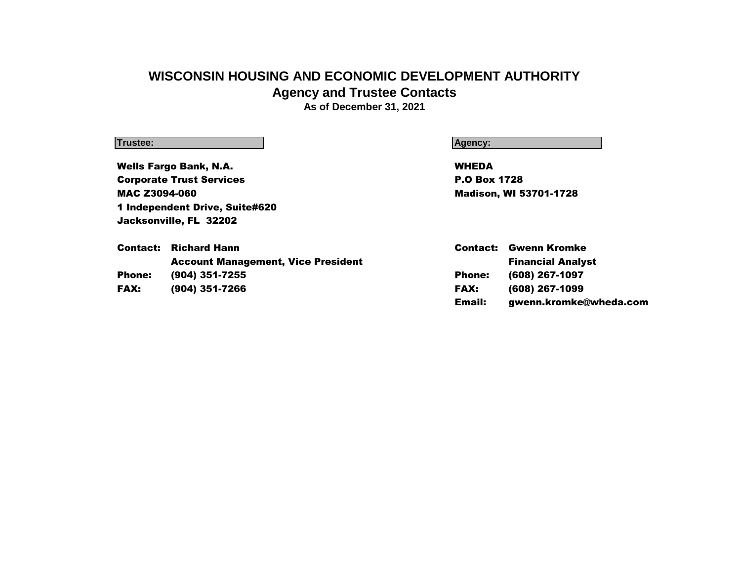# WISCONSIN HOUSING AND ECONOMIC DEVELOPMENT AUTHORITY

## Agency and Trustee Contacts

### As of December 31, 2021

**Trustee:**

**Wells Fargo Bank, N.A.**
**Corporate Trust Services**
**MAC Z3094-060**
**1 Independent Drive, Suite#620**
**Jacksonville, FL 32202**

| | |
|---|---|
| **Contact:** | **Richard Hann** |
| | **Account Management, Vice President** |
| **Phone:** | **(904) 351-7255** |
| **FAX:** | **(904) 351-7266** |

**Agency:**

**WHEDA**
**P.O Box 1728**
**Madison, WI 53701-1728**

| | |
|---|---|
| **Contact:** | **Gwenn Kromke** |
| | **Financial Analyst** |
| **Phone:** | **(608) 267-1097** |
| **FAX:** | **(608) 267-1099** |
| **Email:** | **gwenn.kromke@wheda.com** |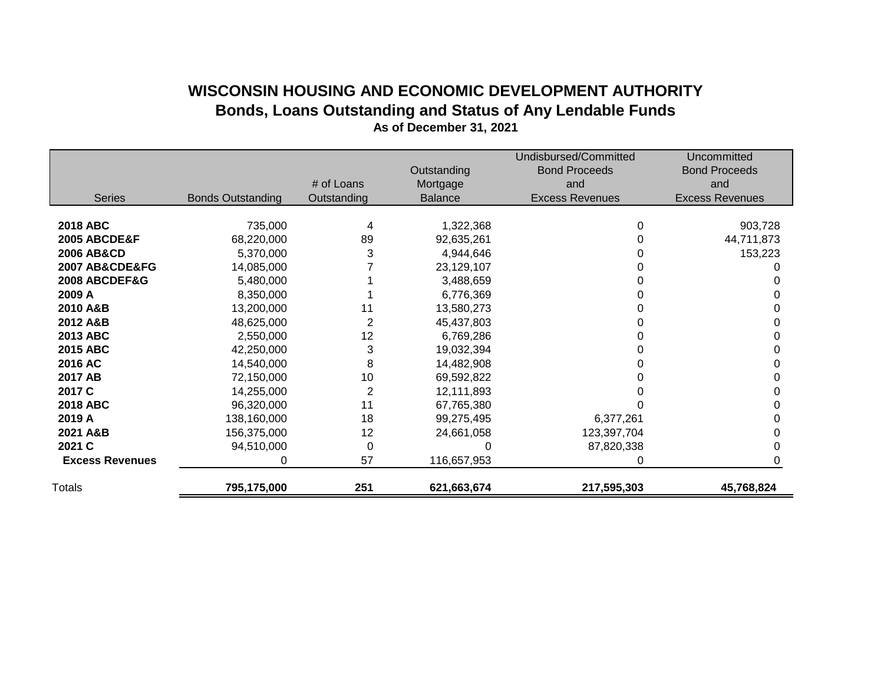# WISCONSIN HOUSING AND ECONOMIC DEVELOPMENT AUTHORITY

## Bonds, Loans Outstanding and Status of Any Lendable Funds

### As of December 31, 2021

| Series | Bonds Outstanding | # of Loans Outstanding | Outstanding Mortgage Balance | Undisbursed/Committed Bond Proceeds and Excess Revenues | Uncommitted Bond Proceeds and Excess Revenues |
|---|---|---|---|---|---|
| **2018 ABC** | 735,000 | 4 | 1,322,368 | 0 | 903,728 |
| **2005 ABCDE&F** | 68,220,000 | 89 | 92,635,261 | 0 | 44,711,873 |
| **2006 AB&CD** | 5,370,000 | 3 | 4,944,646 | 0 | 153,223 |
| **2007 AB&CDE&FG** | 14,085,000 | 7 | 23,129,107 | 0 | 0 |
| **2008 ABCDEF&G** | 5,480,000 | 1 | 3,488,659 | 0 | 0 |
| **2009 A** | 8,350,000 | 1 | 6,776,369 | 0 | 0 |
| **2010 A&B** | 13,200,000 | 11 | 13,580,273 | 0 | 0 |
| **2012 A&B** | 48,625,000 | 2 | 45,437,803 | 0 | 0 |
| **2013 ABC** | 2,550,000 | 12 | 6,769,286 | 0 | 0 |
| **2015 ABC** | 42,250,000 | 3 | 19,032,394 | 0 | 0 |
| **2016 AC** | 14,540,000 | 8 | 14,482,908 | 0 | 0 |
| **2017 AB** | 72,150,000 | 10 | 69,592,822 | 0 | 0 |
| **2017 C** | 14,255,000 | 2 | 12,111,893 | 0 | 0 |
| **2018 ABC** | 96,320,000 | 11 | 67,765,380 | 0 | 0 |
| **2019 A** | 138,160,000 | 18 | 99,275,495 | 6,377,261 | 0 |
| **2021 A&B** | 156,375,000 | 12 | 24,661,058 | 123,397,704 | 0 |
| **2021 C** | 94,510,000 | 0 | 0 | 87,820,338 | 0 |
| **Excess Revenues** | 0 | 57 | 116,657,953 | 0 | 0 |
| Totals | **795,175,000** | **251** | **621,663,674** | **217,595,303** | **45,768,824** |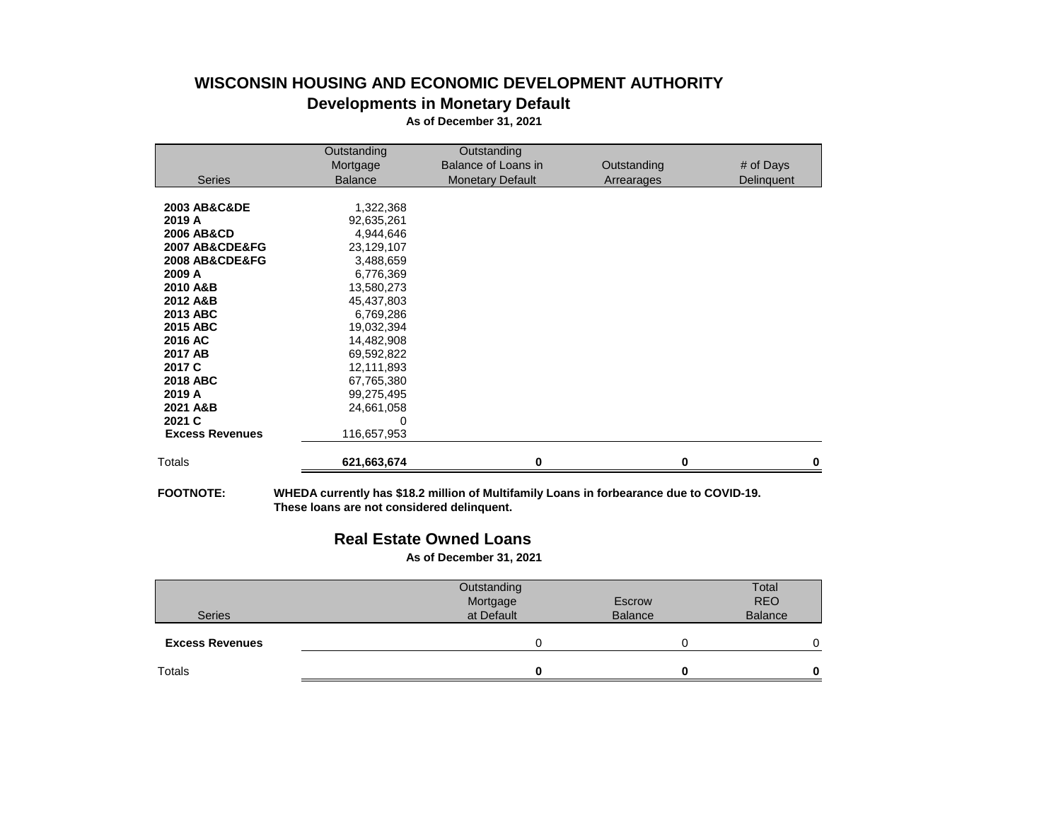# WISCONSIN HOUSING AND ECONOMIC DEVELOPMENT AUTHORITY

## Developments in Monetary Default

**As of December 31, 2021**

| Series | Outstanding Mortgage Balance | Outstanding Balance of Loans in Monetary Default | Outstanding Arrearages | # of Days Delinquent |
|---|---|---|---|---|
| **2003 AB&C&DE** | 1,322,368 | | | |
| **2019 A** | 92,635,261 | | | |
| **2006 AB&CD** | 4,944,646 | | | |
| **2007 AB&CDE&FG** | 23,129,107 | | | |
| **2008 AB&CDE&FG** | 3,488,659 | | | |
| **2009 A** | 6,776,369 | | | |
| **2010 A&B** | 13,580,273 | | | |
| **2012 A&B** | 45,437,803 | | | |
| **2013 ABC** | 6,769,286 | | | |
| **2015 ABC** | 19,032,394 | | | |
| **2016 AC** | 14,482,908 | | | |
| **2017 AB** | 69,592,822 | | | |
| **2017 C** | 12,111,893 | | | |
| **2018 ABC** | 67,765,380 | | | |
| **2019 A** | 99,275,495 | | | |
| **2021 A&B** | 24,661,058 | | | |
| **2021 C** | 0 | | | |
| **Excess Revenues** | 116,657,953 | | | |
| Totals | **621,663,674** | **0** | **0** | **0** |

**FOOTNOTE:** **WHEDA currently has $18.2 million of Multifamily Loans in forbearance due to COVID-19. These loans are not considered delinquent.**

## Real Estate Owned Loans

**As of December 31, 2021**

| Series | Outstanding Mortgage at Default | Escrow Balance | Total REO Balance |
|---|---|---|---|
| **Excess Revenues** | 0 | 0 | 0 |
| Totals | **0** | **0** | **0** |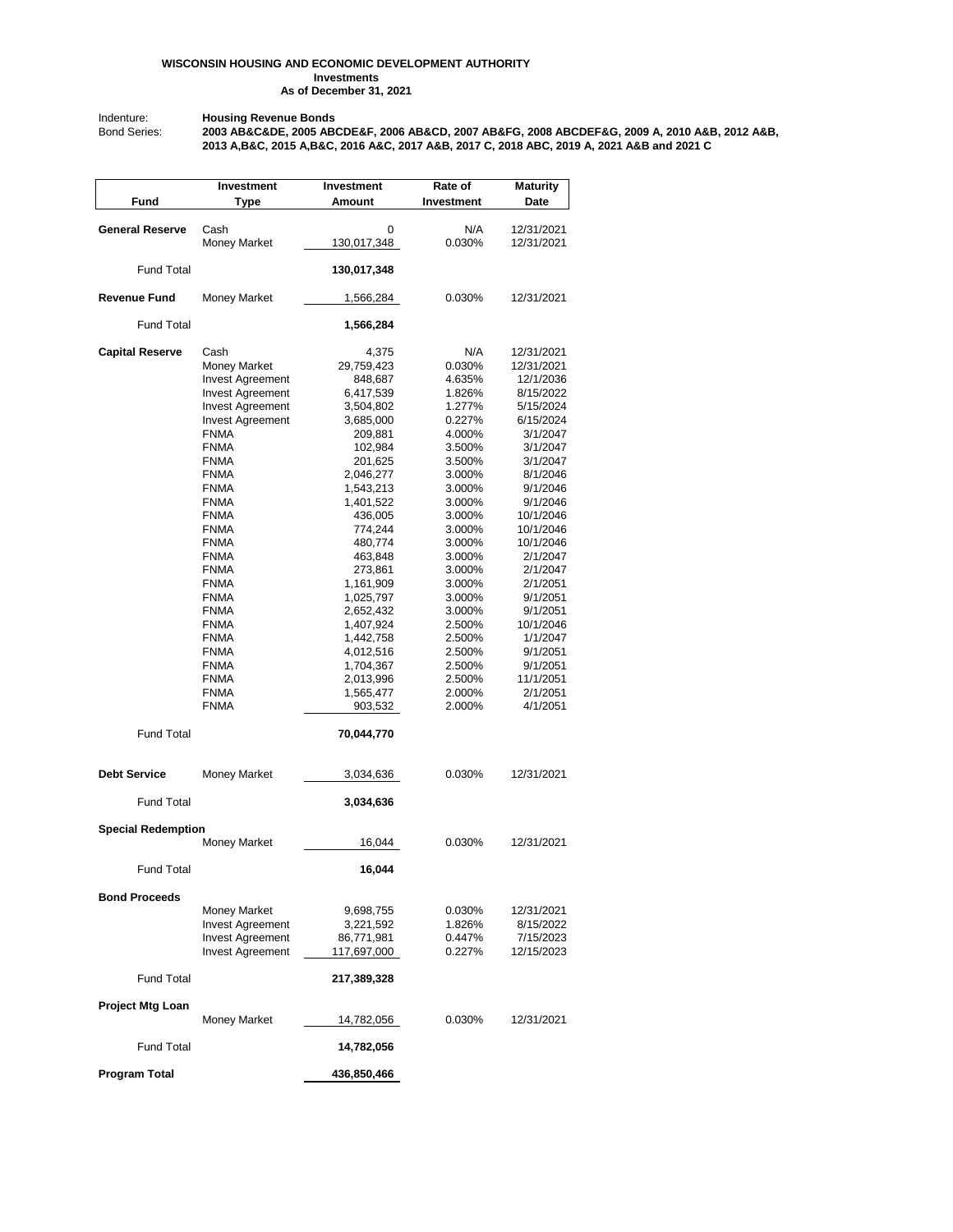**WISCONSIN HOUSING AND ECONOMIC DEVELOPMENT AUTHORITY**
**Investments**
**As of December 31, 2021**

Indenture: **Housing Revenue Bonds**
Bond Series: **2003 AB&C&DE, 2005 ABCDE&F, 2006 AB&CD, 2007 AB&FG, 2008 ABCDEF&G, 2009 A, 2010 A&B, 2012 A&B, 2013 A,B&C, 2015 A,B&C, 2016 A&C, 2017 A&B, 2017 C, 2018 ABC, 2019 A, 2021 A&B and 2021 C**

| Fund | Investment Type | Investment Amount | Rate of Investment | Maturity Date |
|---|---|---|---|---|
| **General Reserve** | Cash | 0 | N/A | 12/31/2021 |
| | Money Market | 130,017,348 | 0.030% | 12/31/2021 |
| Fund Total | | **130,017,348** | | |
| **Revenue Fund** | Money Market | 1,566,284 | 0.030% | 12/31/2021 |
| Fund Total | | **1,566,284** | | |
| **Capital Reserve** | Cash | 4,375 | N/A | 12/31/2021 |
| | Money Market | 29,759,423 | 0.030% | 12/31/2021 |
| | Invest Agreement | 848,687 | 4.635% | 12/1/2036 |
| | Invest Agreement | 6,417,539 | 1.826% | 8/15/2022 |
| | Invest Agreement | 3,504,802 | 1.277% | 5/15/2024 |
| | Invest Agreement | 3,685,000 | 0.227% | 6/15/2024 |
| | FNMA | 209,881 | 4.000% | 3/1/2047 |
| | FNMA | 102,984 | 3.500% | 3/1/2047 |
| | FNMA | 201,625 | 3.500% | 3/1/2047 |
| | FNMA | 2,046,277 | 3.000% | 8/1/2046 |
| | FNMA | 1,543,213 | 3.000% | 9/1/2046 |
| | FNMA | 1,401,522 | 3.000% | 9/1/2046 |
| | FNMA | 436,005 | 3.000% | 10/1/2046 |
| | FNMA | 774,244 | 3.000% | 10/1/2046 |
| | FNMA | 480,774 | 3.000% | 10/1/2046 |
| | FNMA | 463,848 | 3.000% | 2/1/2047 |
| | FNMA | 273,861 | 3.000% | 2/1/2047 |
| | FNMA | 1,161,909 | 3.000% | 2/1/2051 |
| | FNMA | 1,025,797 | 3.000% | 9/1/2051 |
| | FNMA | 2,652,432 | 3.000% | 9/1/2051 |
| | FNMA | 1,407,924 | 2.500% | 10/1/2046 |
| | FNMA | 1,442,758 | 2.500% | 1/1/2047 |
| | FNMA | 4,012,516 | 2.500% | 9/1/2051 |
| | FNMA | 1,704,367 | 2.500% | 9/1/2051 |
| | FNMA | 2,013,996 | 2.500% | 11/1/2051 |
| | FNMA | 1,565,477 | 2.000% | 2/1/2051 |
| | FNMA | 903,532 | 2.000% | 4/1/2051 |
| Fund Total | | **70,044,770** | | |
| **Debt Service** | Money Market | 3,034,636 | 0.030% | 12/31/2021 |
| Fund Total | | **3,034,636** | | |
| **Special Redemption** | | | | |
| | Money Market | 16,044 | 0.030% | 12/31/2021 |
| Fund Total | | **16,044** | | |
| **Bond Proceeds** | | | | |
| | Money Market | 9,698,755 | 0.030% | 12/31/2021 |
| | Invest Agreement | 3,221,592 | 1.826% | 8/15/2022 |
| | Invest Agreement | 86,771,981 | 0.447% | 7/15/2023 |
| | Invest Agreement | 117,697,000 | 0.227% | 12/15/2023 |
| Fund Total | | **217,389,328** | | |
| **Project Mtg Loan** | | | | |
| | Money Market | 14,782,056 | 0.030% | 12/31/2021 |
| Fund Total | | **14,782,056** | | |
| **Program Total** | | **436,850,466** | | |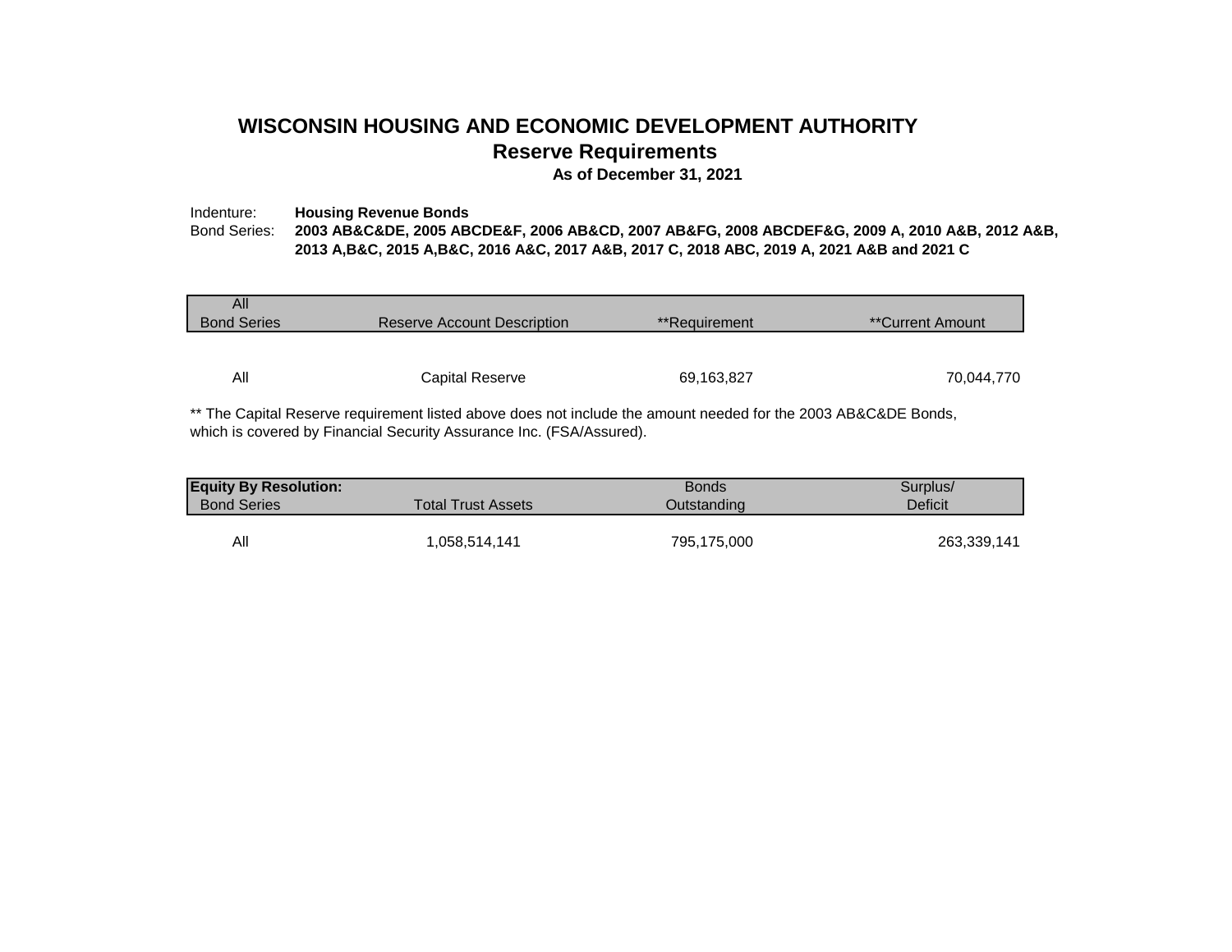# WISCONSIN HOUSING AND ECONOMIC DEVELOPMENT AUTHORITY

## Reserve Requirements

**As of December 31, 2021**

Indenture: **Housing Revenue Bonds**

Bond Series: **2003 AB&C&DE, 2005 ABCDE&F, 2006 AB&CD, 2007 AB&FG, 2008 ABCDEF&G, 2009 A, 2010 A&B, 2012 A&B, 2013 A,B&C, 2015 A,B&C, 2016 A&C, 2017 A&B, 2017 C, 2018 ABC, 2019 A, 2021 A&B and 2021 C**

| All Bond Series | Reserve Account Description | **Requirement | **Current Amount |
|---|---|---|---|
| All | Capital Reserve | 69,163,827 | 70,044,770 |

** The Capital Reserve requirement listed above does not include the amount needed for the 2003 AB&C&DE Bonds, which is covered by Financial Security Assurance Inc. (FSA/Assured).

| **Equity By Resolution:** Bond Series | Total Trust Assets | Bonds Outstanding | Surplus/ Deficit |
|---|---|---|---|
| All | 1,058,514,141 | 795,175,000 | 263,339,141 |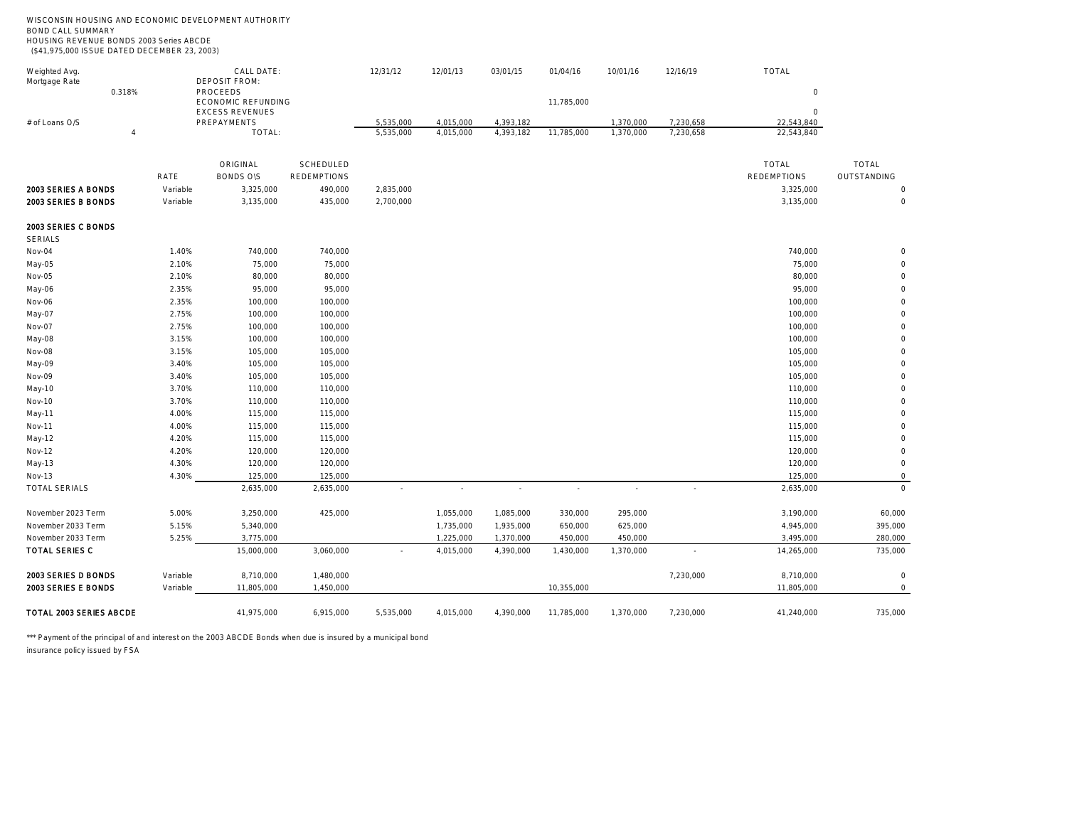WISCONSIN HOUSING AND ECONOMIC DEVELOPMENT AUTHORITY
BOND CALL SUMMARY
HOUSING REVENUE BONDS 2003 Series ABCDE
($41,975,000 ISSUE DATED DECEMBER 23, 2003)

| Weighted Avg. Mortgage Rate | CALL DATE: | 12/31/12 | 12/01/13 | 03/01/15 | 01/04/16 | 10/01/16 | 12/16/19 | TOTAL |
|---|---|---|---|---|---|---|---|---|
| | DEPOSIT FROM: | | | | | | | |
| 0.318% | PROCEEDS | | | | | | | 0 |
| | ECONOMIC REFUNDING | | | | 11,785,000 | | | |
| | EXCESS REVENUES | | | | | | | 0 |
| # of Loans O/S | PREPAYMENTS | 5,535,000 | 4,015,000 | 4,393,182 | | 1,370,000 | 7,230,658 | 22,543,840 |
| 4 | TOTAL: | 5,535,000 | 4,015,000 | 4,393,182 | 11,785,000 | 1,370,000 | 7,230,658 | 22,543,840 |

| | RATE | ORIGINAL BONDS O\S | SCHEDULED REDEMPTIONS | 12/31/12 | 12/01/13 | 03/01/15 | 01/04/16 | 10/01/16 | 12/16/19 | TOTAL REDEMPTIONS | TOTAL OUTSTANDING |
|---|---|---|---|---|---|---|---|---|---|---|---|
| **2003 SERIES A BONDS** | Variable | 3,325,000 | 490,000 | 2,835,000 | | | | | | 3,325,000 | 0 |
| **2003 SERIES B BONDS** | Variable | 3,135,000 | 435,000 | 2,700,000 | | | | | | 3,135,000 | 0 |
| **2003 SERIES C BONDS** | | | | | | | | | | | |
| SERIALS | | | | | | | | | | | |
| Nov-04 | 1.40% | 740,000 | 740,000 | | | | | | | 740,000 | 0 |
| May-05 | 2.10% | 75,000 | 75,000 | | | | | | | 75,000 | 0 |
| Nov-05 | 2.10% | 80,000 | 80,000 | | | | | | | 80,000 | 0 |
| May-06 | 2.35% | 95,000 | 95,000 | | | | | | | 95,000 | 0 |
| Nov-06 | 2.35% | 100,000 | 100,000 | | | | | | | 100,000 | 0 |
| May-07 | 2.75% | 100,000 | 100,000 | | | | | | | 100,000 | 0 |
| Nov-07 | 2.75% | 100,000 | 100,000 | | | | | | | 100,000 | 0 |
| May-08 | 3.15% | 100,000 | 100,000 | | | | | | | 100,000 | 0 |
| Nov-08 | 3.15% | 105,000 | 105,000 | | | | | | | 105,000 | 0 |
| May-09 | 3.40% | 105,000 | 105,000 | | | | | | | 105,000 | 0 |
| Nov-09 | 3.40% | 105,000 | 105,000 | | | | | | | 105,000 | 0 |
| May-10 | 3.70% | 110,000 | 110,000 | | | | | | | 110,000 | 0 |
| Nov-10 | 3.70% | 110,000 | 110,000 | | | | | | | 110,000 | 0 |
| May-11 | 4.00% | 115,000 | 115,000 | | | | | | | 115,000 | 0 |
| Nov-11 | 4.00% | 115,000 | 115,000 | | | | | | | 115,000 | 0 |
| May-12 | 4.20% | 115,000 | 115,000 | | | | | | | 115,000 | 0 |
| Nov-12 | 4.20% | 120,000 | 120,000 | | | | | | | 120,000 | 0 |
| May-13 | 4.30% | 120,000 | 120,000 | | | | | | | 120,000 | 0 |
| Nov-13 | 4.30% | 125,000 | 125,000 | | | | | | | 125,000 | 0 |
| TOTAL SERIALS | | 2,635,000 | 2,635,000 | - | - | - | - | - | - | 2,635,000 | 0 |
| November 2023 Term | 5.00% | 3,250,000 | 425,000 | | 1,055,000 | 1,085,000 | 330,000 | 295,000 | | 3,190,000 | 60,000 |
| November 2033 Term | 5.15% | 5,340,000 | | | 1,735,000 | 1,935,000 | 650,000 | 625,000 | | 4,945,000 | 395,000 |
| November 2033 Term | 5.25% | 3,775,000 | | | 1,225,000 | 1,370,000 | 450,000 | 450,000 | | 3,495,000 | 280,000 |
| **TOTAL SERIES C** | | 15,000,000 | 3,060,000 | - | 4,015,000 | 4,390,000 | 1,430,000 | 1,370,000 | - | 14,265,000 | 735,000 |
| **2003 SERIES D BONDS** | Variable | 8,710,000 | 1,480,000 | | | | | | 7,230,000 | 8,710,000 | 0 |
| **2003 SERIES E BONDS** | Variable | 11,805,000 | 1,450,000 | | | | 10,355,000 | | | 11,805,000 | 0 |
| **TOTAL 2003 SERIES ABCDE** | | 41,975,000 | 6,915,000 | 5,535,000 | 4,015,000 | 4,390,000 | 11,785,000 | 1,370,000 | 7,230,000 | 41,240,000 | 735,000 |

*** Payment of the principal of and interest on the 2003 ABCDE Bonds when due is insured by a municipal bond insurance policy issued by FSA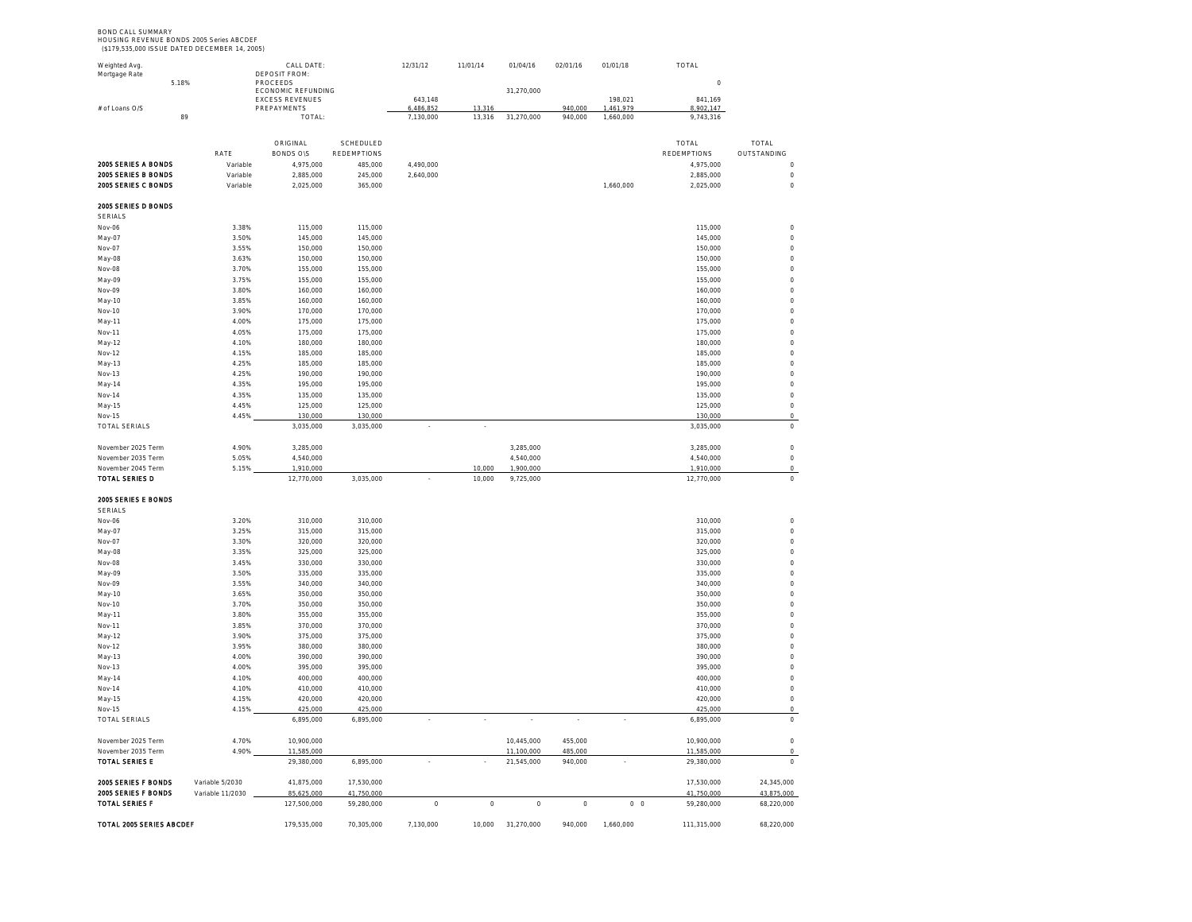BOND CALL SUMMARY
HOUSING REVENUE BONDS 2005 Series ABCDEF
($179,535,000 ISSUE DATED DECEMBER 14, 2005)

| | | CALL DATE: | 12/31/12 | 11/01/14 | 01/04/16 | 02/01/16 | 01/01/18 | TOTAL |
|---|---|---|---|---|---|---|---|---|
| Weighted Avg. Mortgage Rate | 5.18% | DEPOSIT FROM: | | | | | | |
| | | PROCEEDS | | | | | | 0 |
| | | ECONOMIC REFUNDING | | | 31,270,000 | | | |
| | | EXCESS REVENUES | 643,148 | | | | 198,021 | 841,169 |
| # of Loans O/S | 89 | PREPAYMENTS | 6,486,852 | 13,316 | | 940,000 | 1,461,979 | 8,902,147 |
| | | TOTAL: | 7,130,000 | 13,316 | 31,270,000 | 940,000 | 1,660,000 | 9,743,316 |

| | RATE | ORIGINAL BONDS O\S | SCHEDULED REDEMPTIONS | 12/31/12 | 11/01/14 | 01/04/16 | 02/01/16 | 01/01/18 | TOTAL REDEMPTIONS | TOTAL OUTSTANDING |
|---|---|---|---|---|---|---|---|---|---|---|
| **2005 SERIES A BONDS** | Variable | 4,975,000 | 485,000 | 4,490,000 | | | | | 4,975,000 | 0 |
| **2005 SERIES B BONDS** | Variable | 2,885,000 | 245,000 | 2,640,000 | | | | | 2,885,000 | 0 |
| **2005 SERIES C BONDS** | Variable | 2,025,000 | 365,000 | | | | | 1,660,000 | 2,025,000 | 0 |
| **2005 SERIES D BONDS** | | | | | | | | | | |
| SERIALS | | | | | | | | | | |
| Nov-06 | 3.38% | 115,000 | 115,000 | | | | | | 115,000 | 0 |
| May-07 | 3.50% | 145,000 | 145,000 | | | | | | 145,000 | 0 |
| Nov-07 | 3.55% | 150,000 | 150,000 | | | | | | 150,000 | 0 |
| May-08 | 3.63% | 150,000 | 150,000 | | | | | | 150,000 | 0 |
| Nov-08 | 3.70% | 155,000 | 155,000 | | | | | | 155,000 | 0 |
| May-09 | 3.75% | 155,000 | 155,000 | | | | | | 155,000 | 0 |
| Nov-09 | 3.80% | 160,000 | 160,000 | | | | | | 160,000 | 0 |
| May-10 | 3.85% | 160,000 | 160,000 | | | | | | 160,000 | 0 |
| Nov-10 | 3.90% | 170,000 | 170,000 | | | | | | 170,000 | 0 |
| May-11 | 4.00% | 175,000 | 175,000 | | | | | | 175,000 | 0 |
| Nov-11 | 4.05% | 175,000 | 175,000 | | | | | | 175,000 | 0 |
| May-12 | 4.10% | 180,000 | 180,000 | | | | | | 180,000 | 0 |
| Nov-12 | 4.15% | 185,000 | 185,000 | | | | | | 185,000 | 0 |
| May-13 | 4.25% | 185,000 | 185,000 | | | | | | 185,000 | 0 |
| Nov-13 | 4.25% | 190,000 | 190,000 | | | | | | 190,000 | 0 |
| May-14 | 4.35% | 195,000 | 195,000 | | | | | | 195,000 | 0 |
| Nov-14 | 4.35% | 135,000 | 135,000 | | | | | | 135,000 | 0 |
| May-15 | 4.45% | 125,000 | 125,000 | | | | | | 125,000 | 0 |
| Nov-15 | 4.45% | 130,000 | 130,000 | | | | | | 130,000 | 0 |
| TOTAL SERIALS | | 3,035,000 | 3,035,000 | - | - | | | | 3,035,000 | 0 |
| November 2025 Term | 4.90% | 3,285,000 | | | | 3,285,000 | | | 3,285,000 | 0 |
| November 2035 Term | 5.05% | 4,540,000 | | | | 4,540,000 | | | 4,540,000 | 0 |
| November 2045 Term | 5.15% | 1,910,000 | | | 10,000 | 1,900,000 | | | 1,910,000 | 0 |
| **TOTAL SERIES D** | | 12,770,000 | 3,035,000 | - | 10,000 | 9,725,000 | | | 12,770,000 | 0 |
| **2005 SERIES E BONDS** | | | | | | | | | | |
| SERIALS | | | | | | | | | | |
| Nov-06 | 3.20% | 310,000 | 310,000 | | | | | | 310,000 | 0 |
| May-07 | 3.25% | 315,000 | 315,000 | | | | | | 315,000 | 0 |
| Nov-07 | 3.30% | 320,000 | 320,000 | | | | | | 320,000 | 0 |
| May-08 | 3.35% | 325,000 | 325,000 | | | | | | 325,000 | 0 |
| Nov-08 | 3.45% | 330,000 | 330,000 | | | | | | 330,000 | 0 |
| May-09 | 3.50% | 335,000 | 335,000 | | | | | | 335,000 | 0 |
| Nov-09 | 3.55% | 340,000 | 340,000 | | | | | | 340,000 | 0 |
| May-10 | 3.65% | 350,000 | 350,000 | | | | | | 350,000 | 0 |
| Nov-10 | 3.70% | 350,000 | 350,000 | | | | | | 350,000 | 0 |
| May-11 | 3.80% | 355,000 | 355,000 | | | | | | 355,000 | 0 |
| Nov-11 | 3.85% | 370,000 | 370,000 | | | | | | 370,000 | 0 |
| May-12 | 3.90% | 375,000 | 375,000 | | | | | | 375,000 | 0 |
| Nov-12 | 3.95% | 380,000 | 380,000 | | | | | | 380,000 | 0 |
| May-13 | 4.00% | 390,000 | 390,000 | | | | | | 390,000 | 0 |
| Nov-13 | 4.00% | 395,000 | 395,000 | | | | | | 395,000 | 0 |
| May-14 | 4.10% | 400,000 | 400,000 | | | | | | 400,000 | 0 |
| Nov-14 | 4.10% | 410,000 | 410,000 | | | | | | 410,000 | 0 |
| May-15 | 4.15% | 420,000 | 420,000 | | | | | | 420,000 | 0 |
| Nov-15 | 4.15% | 425,000 | 425,000 | | | | | | 425,000 | 0 |
| TOTAL SERIALS | | 6,895,000 | 6,895,000 | - | - | - | - | - | 6,895,000 | 0 |
| November 2025 Term | 4.70% | 10,900,000 | | | | 10,445,000 | 455,000 | | 10,900,000 | 0 |
| November 2035 Term | 4.90% | 11,585,000 | | | | 11,100,000 | 485,000 | | 11,585,000 | 0 |
| **TOTAL SERIES E** | | 29,380,000 | 6,895,000 | - | - | 21,545,000 | 940,000 | - | 29,380,000 | 0 |
| **2005 SERIES F BONDS** | Variable 5/2030 | 41,875,000 | 17,530,000 | | | | | | 17,530,000 | 24,345,000 |
| **2005 SERIES F BONDS** | Variable 11/2030 | 85,625,000 | 41,750,000 | | | | | | 41,750,000 | 43,875,000 |
| **TOTAL SERIES F** | | 127,500,000 | 59,280,000 | 0 | 0 | 0 | 0 | 0 0 | 59,280,000 | 68,220,000 |
| **TOTAL 2005 SERIES ABCDEF** | | 179,535,000 | 70,305,000 | 7,130,000 | 10,000 | 31,270,000 | 940,000 | 1,660,000 | 111,315,000 | 68,220,000 |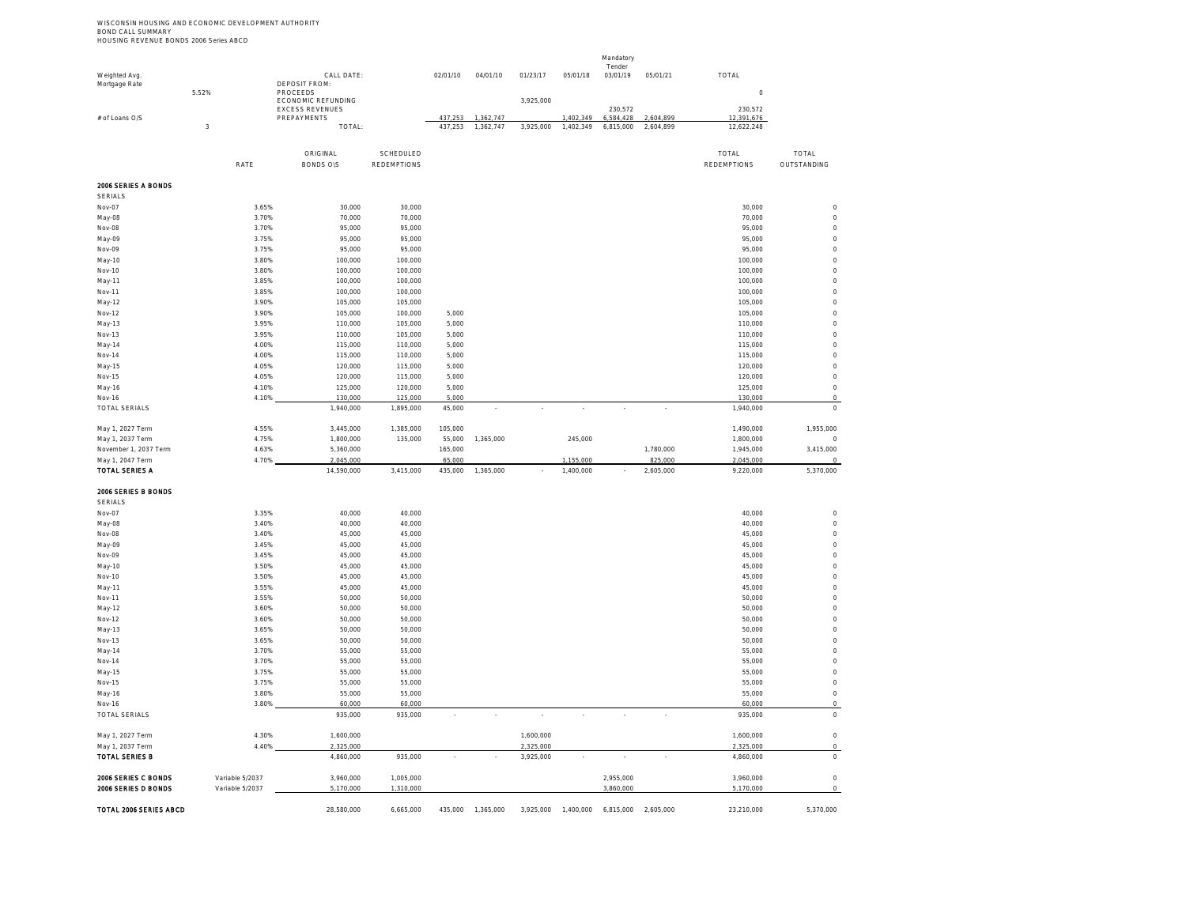WISCONSIN HOUSING AND ECONOMIC DEVELOPMENT AUTHORITY
BOND CALL SUMMARY
HOUSING REVENUE BONDS 2006 Series ABCD

| Weighted Avg. Mortgage Rate | | CALL DATE: | 02/01/10 | 04/01/10 | 01/23/17 | 05/01/18 | Mandatory Tender 03/01/19 | 05/01/21 | TOTAL |
|---|---|---|---|---|---|---|---|---|---|
| 5.52% | | DEPOSIT FROM: | | | | | | | |
| | | PROCEEDS | | | | | | | 0 |
| | | ECONOMIC REFUNDING | | | 3,925,000 | | | | |
| | | EXCESS REVENUES | | | | | 230,572 | | 230,572 |
| # of Loans O/S | | PREPAYMENTS | 437,253 | 1,362,747 | | 1,402,349 | 6,584,428 | 2,604,899 | 12,391,676 |
| 3 | | TOTAL: | 437,253 | 1,362,747 | 3,925,000 | 1,402,349 | 6,815,000 | 2,604,899 | 12,622,248 |

| | RATE | ORIGINAL BONDS O\S | SCHEDULED REDEMPTIONS | 02/01/10 | 04/01/10 | 01/23/17 | 05/01/18 | 03/01/19 | 05/01/21 | TOTAL REDEMPTIONS | TOTAL OUTSTANDING |
|---|---|---|---|---|---|---|---|---|---|---|---|
| **2006 SERIES A BONDS** | | | | | | | | | | | |
| SERIALS | | | | | | | | | | | |
| Nov-07 | 3.65% | 30,000 | 30,000 | | | | | | | 30,000 | 0 |
| May-08 | 3.70% | 70,000 | 70,000 | | | | | | | 70,000 | 0 |
| Nov-08 | 3.70% | 95,000 | 95,000 | | | | | | | 95,000 | 0 |
| May-09 | 3.75% | 95,000 | 95,000 | | | | | | | 95,000 | 0 |
| Nov-09 | 3.75% | 95,000 | 95,000 | | | | | | | 95,000 | 0 |
| May-10 | 3.80% | 100,000 | 100,000 | | | | | | | 100,000 | 0 |
| Nov-10 | 3.80% | 100,000 | 100,000 | | | | | | | 100,000 | 0 |
| May-11 | 3.85% | 100,000 | 100,000 | | | | | | | 100,000 | 0 |
| Nov-11 | 3.85% | 100,000 | 100,000 | | | | | | | 100,000 | 0 |
| May-12 | 3.90% | 105,000 | 105,000 | | | | | | | 105,000 | 0 |
| Nov-12 | 3.90% | 105,000 | 100,000 | 5,000 | | | | | | 105,000 | 0 |
| May-13 | 3.95% | 110,000 | 105,000 | 5,000 | | | | | | 110,000 | 0 |
| Nov-13 | 3.95% | 110,000 | 105,000 | 5,000 | | | | | | 110,000 | 0 |
| May-14 | 4.00% | 115,000 | 110,000 | 5,000 | | | | | | 115,000 | 0 |
| Nov-14 | 4.00% | 115,000 | 110,000 | 5,000 | | | | | | 115,000 | 0 |
| May-15 | 4.05% | 120,000 | 115,000 | 5,000 | | | | | | 120,000 | 0 |
| Nov-15 | 4.05% | 120,000 | 115,000 | 5,000 | | | | | | 120,000 | 0 |
| May-16 | 4.10% | 125,000 | 120,000 | 5,000 | | | | | | 125,000 | 0 |
| Nov-16 | 4.10% | 130,000 | 125,000 | 5,000 | | | | | | 130,000 | 0 |
| TOTAL SERIALS | | 1,940,000 | 1,895,000 | 45,000 | - | - | - | - | - | 1,940,000 | 0 |
| May 1, 2027 Term | 4.55% | 3,445,000 | 1,385,000 | 105,000 | | | | | | 1,490,000 | 1,955,000 |
| May 1, 2037 Term | 4.75% | 1,800,000 | 135,000 | 55,000 | 1,365,000 | | 245,000 | | | 1,800,000 | 0 |
| November 1, 2037 Term | 4.63% | 5,360,000 | | 165,000 | | | | | 1,780,000 | 1,945,000 | 3,415,000 |
| May 1, 2047 Term | 4.70% | 2,045,000 | | 65,000 | | | 1,155,000 | | 825,000 | 2,045,000 | 0 |
| **TOTAL SERIES A** | | 14,590,000 | 3,415,000 | 435,000 | 1,365,000 | - | 1,400,000 | - | 2,605,000 | 9,220,000 | 5,370,000 |
| **2006 SERIES B BONDS** | | | | | | | | | | | |
| SERIALS | | | | | | | | | | | |
| Nov-07 | 3.35% | 40,000 | 40,000 | | | | | | | 40,000 | 0 |
| May-08 | 3.40% | 40,000 | 40,000 | | | | | | | 40,000 | 0 |
| Nov-08 | 3.40% | 45,000 | 45,000 | | | | | | | 45,000 | 0 |
| May-09 | 3.45% | 45,000 | 45,000 | | | | | | | 45,000 | 0 |
| Nov-09 | 3.45% | 45,000 | 45,000 | | | | | | | 45,000 | 0 |
| May-10 | 3.50% | 45,000 | 45,000 | | | | | | | 45,000 | 0 |
| Nov-10 | 3.50% | 45,000 | 45,000 | | | | | | | 45,000 | 0 |
| May-11 | 3.55% | 45,000 | 45,000 | | | | | | | 45,000 | 0 |
| Nov-11 | 3.55% | 50,000 | 50,000 | | | | | | | 50,000 | 0 |
| May-12 | 3.60% | 50,000 | 50,000 | | | | | | | 50,000 | 0 |
| Nov-12 | 3.60% | 50,000 | 50,000 | | | | | | | 50,000 | 0 |
| May-13 | 3.65% | 50,000 | 50,000 | | | | | | | 50,000 | 0 |
| Nov-13 | 3.65% | 50,000 | 50,000 | | | | | | | 50,000 | 0 |
| May-14 | 3.70% | 55,000 | 55,000 | | | | | | | 55,000 | 0 |
| Nov-14 | 3.70% | 55,000 | 55,000 | | | | | | | 55,000 | 0 |
| May-15 | 3.75% | 55,000 | 55,000 | | | | | | | 55,000 | 0 |
| Nov-15 | 3.75% | 55,000 | 55,000 | | | | | | | 55,000 | 0 |
| May-16 | 3.80% | 55,000 | 55,000 | | | | | | | 55,000 | 0 |
| Nov-16 | 3.80% | 60,000 | 60,000 | | | | | | | 60,000 | 0 |
| TOTAL SERIALS | | 935,000 | 935,000 | - | - | - | - | - | - | 935,000 | 0 |
| May 1, 2027 Term | 4.30% | 1,600,000 | | | | 1,600,000 | | | | 1,600,000 | 0 |
| May 1, 2037 Term | 4.40% | 2,325,000 | | | | 2,325,000 | | | | 2,325,000 | 0 |
| **TOTAL SERIES B** | | 4,860,000 | 935,000 | - | - | 3,925,000 | - | - | - | 4,860,000 | 0 |
| **2006 SERIES C BONDS** | Variable 5/2037 | 3,960,000 | 1,005,000 | | | | | 2,955,000 | | 3,960,000 | 0 |
| **2006 SERIES D BONDS** | Variable 5/2037 | 5,170,000 | 1,310,000 | | | | | 3,860,000 | | 5,170,000 | 0 |
| **TOTAL 2006 SERIES ABCD** | | 28,580,000 | 6,665,000 | 435,000 | 1,365,000 | 3,925,000 | 1,400,000 | 6,815,000 | 2,605,000 | 23,210,000 | 5,370,000 |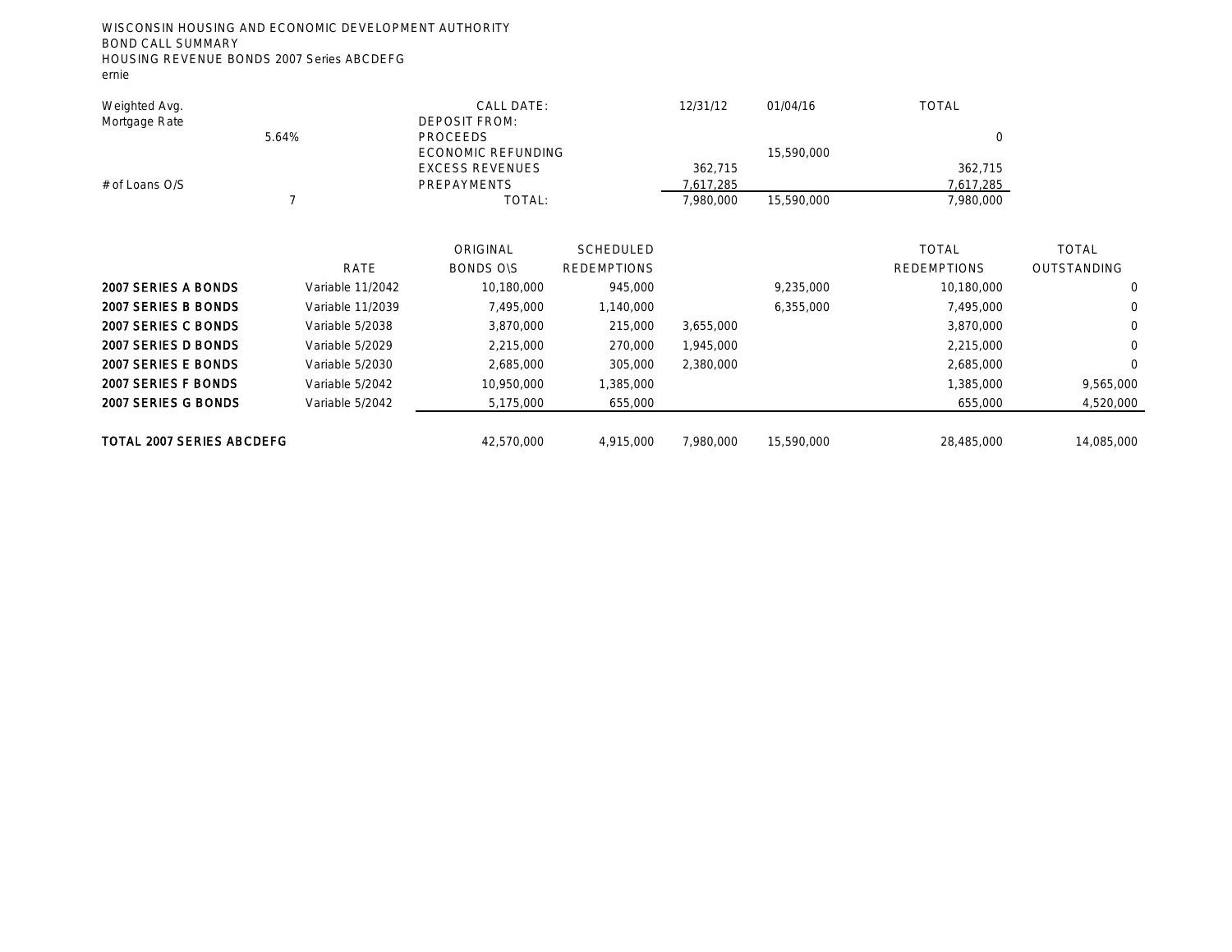WISCONSIN HOUSING AND ECONOMIC DEVELOPMENT AUTHORITY
BOND CALL SUMMARY
HOUSING REVENUE BONDS 2007 Series ABCDEFG
ernie

| Weighted Avg. Mortgage Rate | CALL DATE: | 12/31/12 | 01/04/16 | TOTAL |
|---|---|---|---|---|
| 5.64% | DEPOSIT FROM: | | | |
| | PROCEEDS | | | 0 |
| | ECONOMIC REFUNDING | | 15,590,000 | |
| | EXCESS REVENUES | 362,715 | | 362,715 |
| # of Loans O/S | PREPAYMENTS | 7,617,285 | | 7,617,285 |
| 7 | TOTAL: | 7,980,000 | 15,590,000 | 7,980,000 |

| | RATE | ORIGINAL BONDS O\S | SCHEDULED REDEMPTIONS | 12/31/12 | 01/04/16 | TOTAL REDEMPTIONS | TOTAL OUTSTANDING |
|---|---|---|---|---|---|---|---|
| **2007 SERIES A BONDS** | Variable 11/2042 | 10,180,000 | 945,000 | | 9,235,000 | 10,180,000 | 0 |
| **2007 SERIES B BONDS** | Variable 11/2039 | 7,495,000 | 1,140,000 | | 6,355,000 | 7,495,000 | 0 |
| **2007 SERIES C BONDS** | Variable 5/2038 | 3,870,000 | 215,000 | 3,655,000 | | 3,870,000 | 0 |
| **2007 SERIES D BONDS** | Variable 5/2029 | 2,215,000 | 270,000 | 1,945,000 | | 2,215,000 | 0 |
| **2007 SERIES E BONDS** | Variable 5/2030 | 2,685,000 | 305,000 | 2,380,000 | | 2,685,000 | 0 |
| **2007 SERIES F BONDS** | Variable 5/2042 | 10,950,000 | 1,385,000 | | | 1,385,000 | 9,565,000 |
| **2007 SERIES G BONDS** | Variable 5/2042 | 5,175,000 | 655,000 | | | 655,000 | 4,520,000 |
| **TOTAL 2007 SERIES ABCDEFG** | | 42,570,000 | 4,915,000 | 7,980,000 | 15,590,000 | 28,485,000 | 14,085,000 |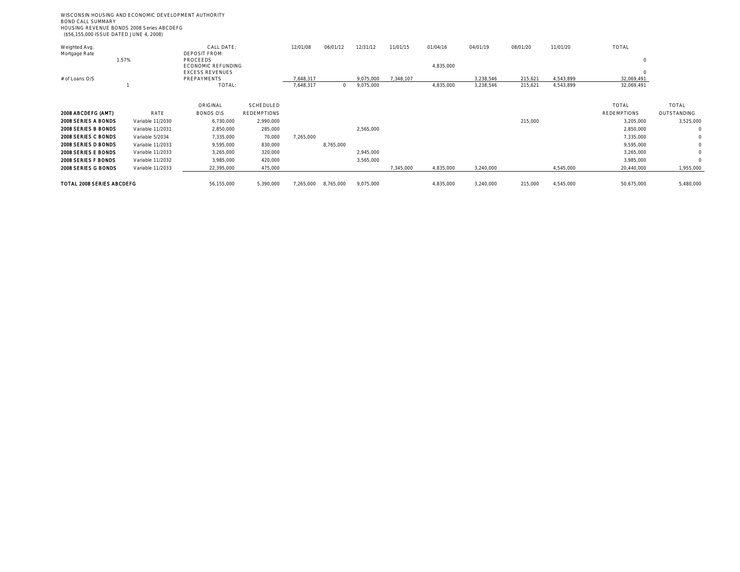WISCONSIN HOUSING AND ECONOMIC DEVELOPMENT AUTHORITY
BOND CALL SUMMARY
HOUSING REVENUE BONDS 2008 Series ABCDEFG
($56,155,000 ISSUE DATED JUNE 4, 2008)

| | CALL DATE: | 12/01/08 | 06/01/12 | 12/31/12 | 11/01/15 | 01/04/16 | 04/01/19 | 08/01/20 | 11/01/20 | TOTAL |
|---|---|---|---|---|---|---|---|---|---|---|
| Weighted Avg. Mortgage Rate | DEPOSIT FROM: | | | | | | | | | |
| 1.57% | PROCEEDS | | | | | | | | | 0 |
| | ECONOMIC REFUNDING | | | | | 4,835,000 | | | | |
| | EXCESS REVENUES | | | | | | | | | 0 |
| # of Loans O/S | PREPAYMENTS | 7,648,317 | | 9,075,000 | 7,348,107 | | 3,238,546 | 215,621 | 4,543,899 | 32,069,491 |
| 1 | TOTAL: | 7,648,317 | 0 | 9,075,000 | | 4,835,000 | 3,238,546 | 215,621 | 4,543,899 | 32,069,491 |

| 2008 ABCDEFG (AMT) | RATE | ORIGINAL BONDS O\S | SCHEDULED REDEMPTIONS | 12/01/08 | 06/01/12 | 12/31/12 | 11/01/15 | 01/04/16 | 04/01/19 | 08/01/20 | 11/01/20 | TOTAL REDEMPTIONS | TOTAL OUTSTANDING |
|---|---|---|---|---|---|---|---|---|---|---|---|---|---|
| **2008 SERIES A BONDS** | Variable 11/2030 | 6,730,000 | 2,990,000 | | | | | | | 215,000 | | 3,205,000 | 3,525,000 |
| **2008 SERIES B BONDS** | Variable 11/2031 | 2,850,000 | 285,000 | | | 2,565,000 | | | | | | 2,850,000 | 0 |
| **2008 SERIES C BONDS** | Variable 5/2034 | 7,335,000 | 70,000 | 7,265,000 | | | | | | | | 7,335,000 | 0 |
| **2008 SERIES D BONDS** | Variable 11/2033 | 9,595,000 | 830,000 | | 8,765,000 | | | | | | | 9,595,000 | 0 |
| **2008 SERIES E BONDS** | Variable 11/2033 | 3,265,000 | 320,000 | | | 2,945,000 | | | | | | 3,265,000 | 0 |
| **2008 SERIES F BONDS** | Variable 11/2032 | 3,985,000 | 420,000 | | | 3,565,000 | | | | | | 3,985,000 | 0 |
| **2008 SERIES G BONDS** | Variable 11/2033 | 22,395,000 | 475,000 | | | | 7,345,000 | 4,835,000 | 3,240,000 | | 4,545,000 | 20,440,000 | 1,955,000 |
| **TOTAL 2008 SERIES ABCDEFG** | | 56,155,000 | 5,390,000 | 7,265,000 | 8,765,000 | 9,075,000 | | 4,835,000 | 3,240,000 | 215,000 | 4,545,000 | 50,675,000 | 5,480,000 |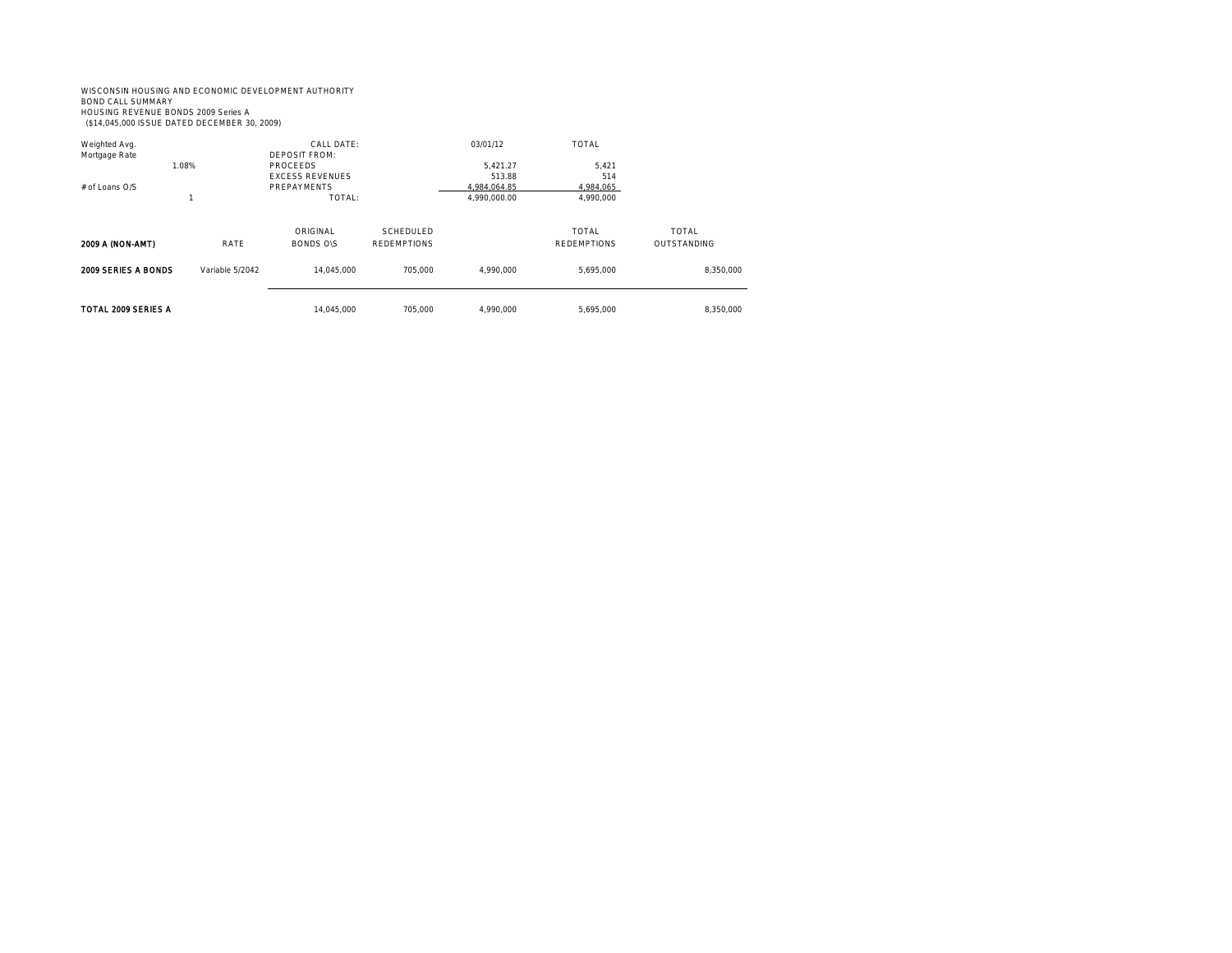WISCONSIN HOUSING AND ECONOMIC DEVELOPMENT AUTHORITY
BOND CALL SUMMARY
HOUSING REVENUE BONDS 2009 Series A
($14,045,000 ISSUE DATED DECEMBER 30, 2009)

| Weighted Avg. Mortgage Rate | | CALL DATE: | 03/01/12 | TOTAL |
|---|---|---|---|---|
| 1.08% | | DEPOSIT FROM: | | |
| | | PROCEEDS | 5,421.27 | 5,421 |
| | | EXCESS REVENUES | 513.88 | 514 |
| # of Loans O/S | | PREPAYMENTS | 4,984,064.85 | 4,984,065 |
| 1 | | TOTAL: | 4,990,000.00 | 4,990,000 |

| 2009 A (NON-AMT) | RATE | ORIGINAL BONDS O\S | SCHEDULED REDEMPTIONS | | TOTAL REDEMPTIONS | TOTAL OUTSTANDING |
|---|---|---|---|---|---|---|
| **2009 SERIES A BONDS** | Variable 5/2042 | 14,045,000 | 705,000 | 4,990,000 | 5,695,000 | 8,350,000 |
| **TOTAL 2009 SERIES A** | | 14,045,000 | 705,000 | 4,990,000 | 5,695,000 | 8,350,000 |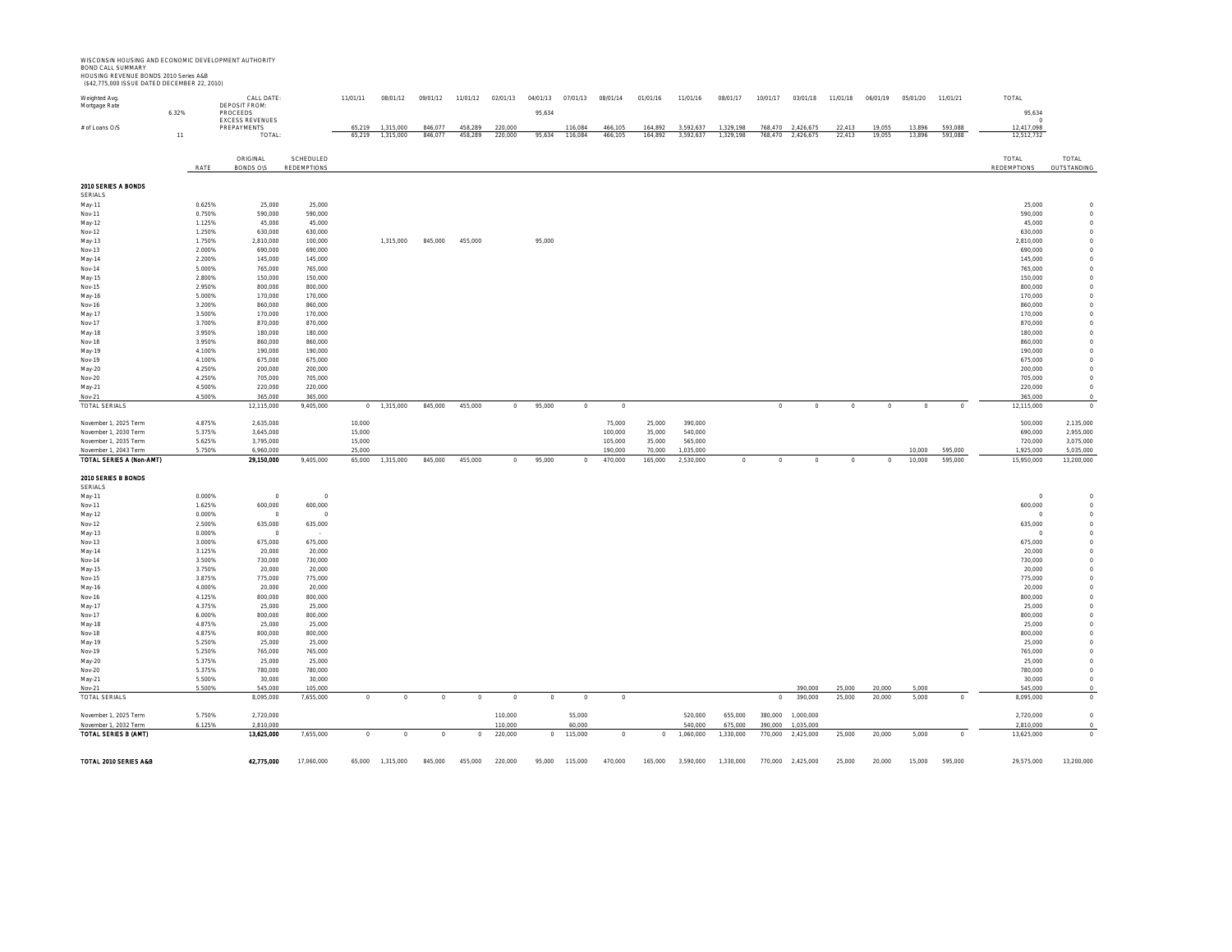WISCONSIN HOUSING AND ECONOMIC DEVELOPMENT AUTHORITY
BOND CALL SUMMARY
HOUSING REVENUE BONDS 2010 Series A&B
($42,775,000 ISSUE DATED DECEMBER 22, 2010)

| | | CALL DATE: | 11/01/11 | 08/01/12 | 09/01/12 | 11/01/12 | 02/01/13 | 04/01/13 | 07/01/13 | 08/01/14 | 01/01/16 | 11/01/16 | 08/01/17 | 10/01/17 | 03/01/18 | 11/01/18 | 06/01/19 | 05/01/20 | 11/01/21 | TOTAL |
|---|---|---|---|---|---|---|---|---|---|---|---|---|---|---|---|---|---|---|---|---|
| Weighted Avg. Mortgage Rate | | DEPOSIT FROM: | | | | | | | | | | | | | | | | | | |
| | 6.32% | PROCEEDS | | | | | | 95,634 | | | | | | | | | | | | 95,634 |
| | | EXCESS REVENUES | | | | | | | | | | | | | | | | | | 0 |
| # of Loans O/S | | PREPAYMENTS | 65,219 | 1,315,000 | 846,077 | 458,289 | 220,000 | | 116,084 | 466,105 | 164,892 | 3,592,637 | 1,329,198 | 768,470 | 2,426,675 | 22,413 | 19,055 | 13,896 | 593,088 | 12,417,098 |
| | 11 | TOTAL: | 65,219 | 1,315,000 | 846,077 | 458,289 | 220,000 | 95,634 | 116,084 | 466,105 | 164,892 | 3,592,637 | 1,329,198 | 768,470 | 2,426,675 | 22,413 | 19,055 | 13,896 | 593,088 | 12,512,732 |

| | RATE | ORIGINAL BONDS O\S | SCHEDULED REDEMPTIONS | 11/01/11 | 08/01/12 | 09/01/12 | 11/01/12 | 02/01/13 | 04/01/13 | 07/01/13 | 08/01/14 | 01/01/16 | 11/01/16 | 08/01/17 | 10/01/17 | 03/01/18 | 11/01/18 | 06/01/19 | 05/01/20 | 11/01/21 | TOTAL REDEMPTIONS | TOTAL OUTSTANDING |
|---|---|---|---|---|---|---|---|---|---|---|---|---|---|---|---|---|---|---|---|---|---|---|
| **2010 SERIES A BONDS** | | | | | | | | | | | | | | | | | | | | | | |
| SERIALS | | | | | | | | | | | | | | | | | | | | | | |
| May-11 | 0.625% | 25,000 | 25,000 | | | | | | | | | | | | | | | | | | 25,000 | 0 |
| Nov-11 | 0.750% | 590,000 | 590,000 | | | | | | | | | | | | | | | | | | 590,000 | 0 |
| May-12 | 1.125% | 45,000 | 45,000 | | | | | | | | | | | | | | | | | | 45,000 | 0 |
| Nov-12 | 1.250% | 630,000 | 630,000 | | | | | | | | | | | | | | | | | | 630,000 | 0 |
| May-13 | 1.750% | 2,810,000 | 100,000 | | 1,315,000 | 845,000 | 455,000 | | 95,000 | | | | | | | | | | | | 2,810,000 | 0 |
| Nov-13 | 2.000% | 690,000 | 690,000 | | | | | | | | | | | | | | | | | | 690,000 | 0 |
| May-14 | 2.200% | 145,000 | 145,000 | | | | | | | | | | | | | | | | | | 145,000 | 0 |
| Nov-14 | 5.000% | 765,000 | 765,000 | | | | | | | | | | | | | | | | | | 765,000 | 0 |
| May-15 | 2.800% | 150,000 | 150,000 | | | | | | | | | | | | | | | | | | 150,000 | 0 |
| Nov-15 | 2.950% | 800,000 | 800,000 | | | | | | | | | | | | | | | | | | 800,000 | 0 |
| May-16 | 5.000% | 170,000 | 170,000 | | | | | | | | | | | | | | | | | | 170,000 | 0 |
| Nov-16 | 3.200% | 860,000 | 860,000 | | | | | | | | | | | | | | | | | | 860,000 | 0 |
| May-17 | 3.500% | 170,000 | 170,000 | | | | | | | | | | | | | | | | | | 170,000 | 0 |
| Nov-17 | 3.700% | 870,000 | 870,000 | | | | | | | | | | | | | | | | | | 870,000 | 0 |
| May-18 | 3.950% | 180,000 | 180,000 | | | | | | | | | | | | | | | | | | 180,000 | 0 |
| Nov-18 | 3.950% | 860,000 | 860,000 | | | | | | | | | | | | | | | | | | 860,000 | 0 |
| May-19 | 4.100% | 190,000 | 190,000 | | | | | | | | | | | | | | | | | | 190,000 | 0 |
| Nov-19 | 4.100% | 675,000 | 675,000 | | | | | | | | | | | | | | | | | | 675,000 | 0 |
| May-20 | 4.250% | 200,000 | 200,000 | | | | | | | | | | | | | | | | | | 200,000 | 0 |
| Nov-20 | 4.250% | 705,000 | 705,000 | | | | | | | | | | | | | | | | | | 705,000 | 0 |
| May-21 | 4.500% | 220,000 | 220,000 | | | | | | | | | | | | | | | | | | 220,000 | 0 |
| Nov-21 | 4.500% | 365,000 | 365,000 | | | | | | | | | | | | | | | | | | 365,000 | 0 |
| TOTAL SERIALS | | 12,115,000 | 9,405,000 | 0 | 1,315,000 | 845,000 | 455,000 | 0 | 95,000 | 0 | 0 | | | | 0 | 0 | 0 | 0 | 0 | 0 | 12,115,000 | 0 |
| November 1, 2025 Term | 4.875% | 2,635,000 | | 10,000 | | | | | | | 75,000 | 25,000 | 390,000 | | | | | | | | 500,000 | 2,135,000 |
| November 1, 2030 Term | 5.375% | 3,645,000 | | 15,000 | | | | | | | 100,000 | 35,000 | 540,000 | | | | | | | | 690,000 | 2,955,000 |
| November 1, 2035 Term | 5.625% | 3,795,000 | | 15,000 | | | | | | | 105,000 | 35,000 | 565,000 | | | | | | | | 720,000 | 3,075,000 |
| November 1, 2043 Term | 5.750% | 6,960,000 | | 25,000 | | | | | | | 190,000 | 70,000 | 1,035,000 | | | | | | 10,000 | 595,000 | 1,925,000 | 5,035,000 |
| **TOTAL SERIES A (Non-AMT)** | | **29,150,000** | 9,405,000 | 65,000 | 1,315,000 | 845,000 | 455,000 | 0 | 95,000 | 0 | 470,000 | 165,000 | 2,530,000 | 0 | 0 | 0 | 0 | 0 | 10,000 | 595,000 | 15,950,000 | 13,200,000 |
| **2010 SERIES B BONDS** | | | | | | | | | | | | | | | | | | | | | | |
| SERIALS | | | | | | | | | | | | | | | | | | | | | | |
| May-11 | 0.000% | 0 | 0 | | | | | | | | | | | | | | | | | | 0 | 0 |
| Nov-11 | 1.625% | 600,000 | 600,000 | | | | | | | | | | | | | | | | | | 600,000 | 0 |
| May-12 | 0.000% | 0 | 0 | | | | | | | | | | | | | | | | | | 0 | 0 |
| Nov-12 | 2.500% | 635,000 | 635,000 | | | | | | | | | | | | | | | | | | 635,000 | 0 |
| May-13 | 0.000% | 0 | - | | | | | | | | | | | | | | | | | | 0 | 0 |
| Nov-13 | 3.000% | 675,000 | 675,000 | | | | | | | | | | | | | | | | | | 675,000 | 0 |
| May-14 | 3.125% | 20,000 | 20,000 | | | | | | | | | | | | | | | | | | 20,000 | 0 |
| Nov-14 | 3.500% | 730,000 | 730,000 | | | | | | | | | | | | | | | | | | 730,000 | 0 |
| May-15 | 3.750% | 20,000 | 20,000 | | | | | | | | | | | | | | | | | | 20,000 | 0 |
| Nov-15 | 3.875% | 775,000 | 775,000 | | | | | | | | | | | | | | | | | | 775,000 | 0 |
| May-16 | 4.000% | 20,000 | 20,000 | | | | | | | | | | | | | | | | | | 20,000 | 0 |
| Nov-16 | 4.125% | 800,000 | 800,000 | | | | | | | | | | | | | | | | | | 800,000 | 0 |
| May-17 | 4.375% | 25,000 | 25,000 | | | | | | | | | | | | | | | | | | 25,000 | 0 |
| Nov-17 | 6.000% | 800,000 | 800,000 | | | | | | | | | | | | | | | | | | 800,000 | 0 |
| May-18 | 4.875% | 25,000 | 25,000 | | | | | | | | | | | | | | | | | | 25,000 | 0 |
| Nov-18 | 4.875% | 800,000 | 800,000 | | | | | | | | | | | | | | | | | | 800,000 | 0 |
| May-19 | 5.250% | 25,000 | 25,000 | | | | | | | | | | | | | | | | | | 25,000 | 0 |
| Nov-19 | 5.250% | 765,000 | 765,000 | | | | | | | | | | | | | | | | | | 765,000 | 0 |
| May-20 | 5.375% | 25,000 | 25,000 | | | | | | | | | | | | | | | | | | 25,000 | 0 |
| Nov-20 | 5.375% | 780,000 | 780,000 | | | | | | | | | | | | | | | | | | 780,000 | 0 |
| May-21 | 5.500% | 30,000 | 30,000 | | | | | | | | | | | | | | | | | | 30,000 | 0 |
| Nov-21 | 5.500% | 545,000 | 105,000 | | | | | | | | | | | | | 390,000 | 25,000 | 20,000 | 5,000 | | 545,000 | 0 |
| TOTAL SERIALS | | 8,095,000 | 7,655,000 | 0 | 0 | 0 | 0 | 0 | 0 | 0 | 0 | | | | 0 | 390,000 | 25,000 | 20,000 | 5,000 | 0 | 8,095,000 | 0 |
| November 1, 2025 Term | 5.750% | 2,720,000 | | | | | | 110,000 | | 55,000 | | | 520,000 | 655,000 | 380,000 | 1,000,000 | | | | | 2,720,000 | 0 |
| November 1, 2032 Term | 6.125% | 2,810,000 | | | | | | 110,000 | | 60,000 | | | 540,000 | 675,000 | 390,000 | 1,035,000 | | | | | 2,810,000 | 0 |
| **TOTAL SERIES B (AMT)** | | **13,625,000** | 7,655,000 | 0 | 0 | 0 | 0 | 220,000 | 0 | 115,000 | 0 | 0 | 1,060,000 | 1,330,000 | 770,000 | 2,425,000 | 25,000 | 20,000 | 5,000 | 0 | 13,625,000 | 0 |
| **TOTAL 2010 SERIES A&B** | | **42,775,000** | 17,060,000 | 65,000 | 1,315,000 | 845,000 | 455,000 | 220,000 | 95,000 | 115,000 | 470,000 | 165,000 | 3,590,000 | 1,330,000 | 770,000 | 2,425,000 | 25,000 | 20,000 | 15,000 | 595,000 | 29,575,000 | 13,200,000 |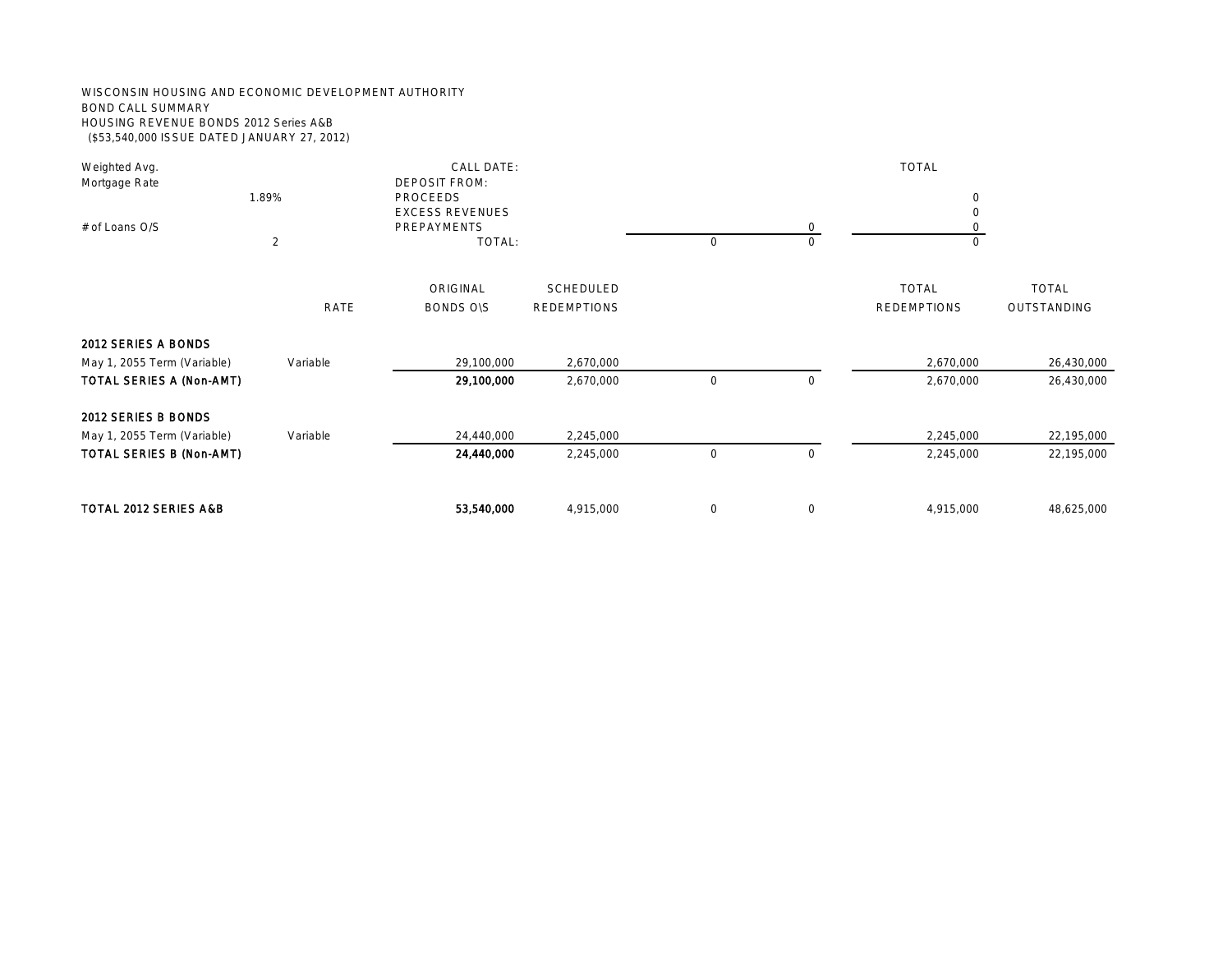WISCONSIN HOUSING AND ECONOMIC DEVELOPMENT AUTHORITY
BOND CALL SUMMARY
HOUSING REVENUE BONDS 2012 Series A&B
($53,540,000 ISSUE DATED JANUARY 27, 2012)

| Weighted Avg. Mortgage Rate | | CALL DATE: | | | TOTAL |
|---|---|---|---|---|---|
| 1.89% | | DEPOSIT FROM: | | | |
| | | PROCEEDS | | | 0 |
| | | EXCESS REVENUES | | | 0 |
| # of Loans O/S | | PREPAYMENTS | | 0 | 0 |
| 2 | | TOTAL: | 0 | 0 | 0 |

| | RATE | ORIGINAL BONDS O\S | SCHEDULED REDEMPTIONS | | | TOTAL REDEMPTIONS | TOTAL OUTSTANDING |
|---|---|---|---|---|---|---|---|
| **2012 SERIES A BONDS** | | | | | | | |
| May 1, 2055 Term (Variable) | Variable | 29,100,000 | 2,670,000 | | | 2,670,000 | 26,430,000 |
| **TOTAL SERIES A (Non-AMT)** | | **29,100,000** | 2,670,000 | 0 | 0 | 2,670,000 | 26,430,000 |
| **2012 SERIES B BONDS** | | | | | | | |
| May 1, 2055 Term (Variable) | Variable | 24,440,000 | 2,245,000 | | | 2,245,000 | 22,195,000 |
| **TOTAL SERIES B (Non-AMT)** | | **24,440,000** | 2,245,000 | 0 | 0 | 2,245,000 | 22,195,000 |
| **TOTAL 2012 SERIES A&B** | | **53,540,000** | 4,915,000 | 0 | 0 | 4,915,000 | 48,625,000 |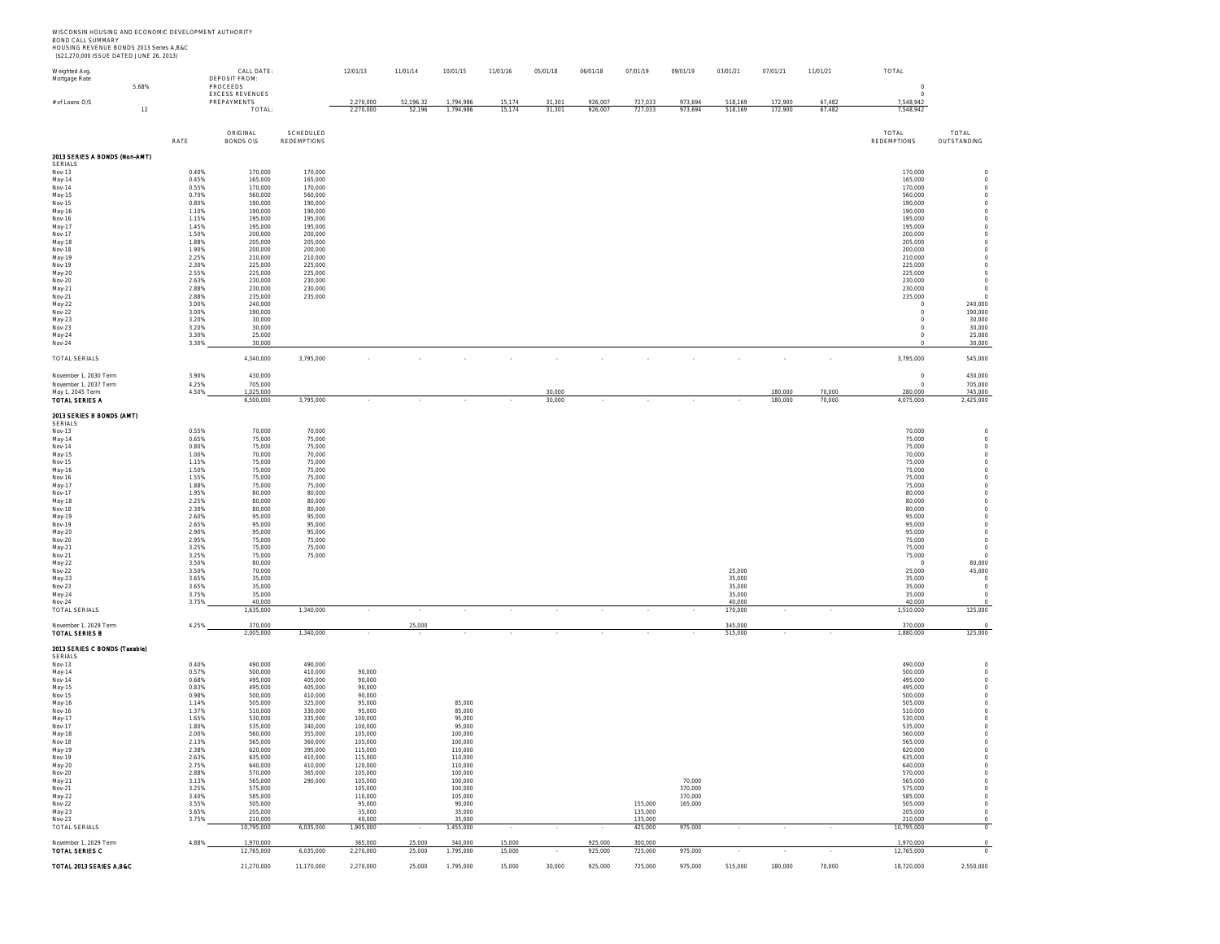WISCONSIN HOUSING AND ECONOMIC DEVELOPMENT AUTHORITY
BOND CALL SUMMARY
HOUSING REVENUE BONDS 2013 Series A,B&C
($21,270,000 ISSUE DATED JUNE 26, 2013)

| | | | CALL DATE: | 12/01/13 | 11/01/14 | 10/01/15 | 11/01/16 | 05/01/18 | 06/01/18 | 07/01/19 | 09/01/19 | 03/01/21 | 07/01/21 | 11/01/21 | TOTAL |
|---|---|---|---|---|---|---|---|---|---|---|---|---|---|---|---|
| Weighted Avg. Mortgage Rate | 5.68% | | DEPOSIT FROM: | | | | | | | | | | | | |
| | | | PROCEEDS | | | | | | | | | | | | 0 |
| | | | EXCESS REVENUES | | | | | | | | | | | | 0 |
| # of Loans O/S | 12 | | PREPAYMENTS | 2,270,000 | 52,196.32 | 1,794,986 | 15,174 | 31,301 | 926,007 | 727,033 | 973,694 | 518,169 | 172,900 | 67,482 | 7,548,942 |
| | | | TOTAL: | 2,270,000 | 52,196 | 1,794,986 | 15,174 | 31,301 | 926,007 | 727,033 | 973,694 | 518,169 | 172,900 | 67,482 | 7,548,942 |

| | RATE | ORIGINAL BONDS O\S | SCHEDULED REDEMPTIONS | 12/01/13 | 11/01/14 | 10/01/15 | 11/01/16 | 05/01/18 | 06/01/18 | 07/01/19 | 09/01/19 | 03/01/21 | 07/01/21 | 11/01/21 | TOTAL REDEMPTIONS | TOTAL OUTSTANDING |
|---|---|---|---|---|---|---|---|---|---|---|---|---|---|---|---|---|
| **2013 SERIES A BONDS (Non-AMT)** | | | | | | | | | | | | | | | | |
| SERIALS | | | | | | | | | | | | | | | | |
| Nov-13 | 0.40% | 170,000 | 170,000 | | | | | | | | | | | | 170,000 | 0 |
| May-14 | 0.45% | 165,000 | 165,000 | | | | | | | | | | | | 165,000 | 0 |
| Nov-14 | 0.55% | 170,000 | 170,000 | | | | | | | | | | | | 170,000 | 0 |
| May-15 | 0.70% | 560,000 | 560,000 | | | | | | | | | | | | 560,000 | 0 |
| Nov-15 | 0.80% | 190,000 | 190,000 | | | | | | | | | | | | 190,000 | 0 |
| May-16 | 1.10% | 190,000 | 190,000 | | | | | | | | | | | | 190,000 | 0 |
| Nov-16 | 1.15% | 195,000 | 195,000 | | | | | | | | | | | | 195,000 | 0 |
| May-17 | 1.45% | 195,000 | 195,000 | | | | | | | | | | | | 195,000 | 0 |
| Nov-17 | 1.50% | 200,000 | 200,000 | | | | | | | | | | | | 200,000 | 0 |
| May-18 | 1.88% | 205,000 | 205,000 | | | | | | | | | | | | 205,000 | 0 |
| Nov-18 | 1.90% | 200,000 | 200,000 | | | | | | | | | | | | 200,000 | 0 |
| May-19 | 2.25% | 210,000 | 210,000 | | | | | | | | | | | | 210,000 | 0 |
| Nov-19 | 2.30% | 225,000 | 225,000 | | | | | | | | | | | | 225,000 | 0 |
| May-20 | 2.55% | 225,000 | 225,000 | | | | | | | | | | | | 225,000 | 0 |
| Nov-20 | 2.63% | 230,000 | 230,000 | | | | | | | | | | | | 230,000 | 0 |
| May-21 | 2.88% | 230,000 | 230,000 | | | | | | | | | | | | 230,000 | 0 |
| Nov-21 | 2.88% | 235,000 | 235,000 | | | | | | | | | | | | 235,000 | 0 |
| May-22 | 3.00% | 240,000 | | | | | | | | | | | | | 0 | 240,000 |
| Nov-22 | 3.00% | 190,000 | | | | | | | | | | | | | 0 | 190,000 |
| May-23 | 3.20% | 30,000 | | | | | | | | | | | | | 0 | 30,000 |
| Nov-23 | 3.20% | 30,000 | | | | | | | | | | | | | 0 | 30,000 |
| May-24 | 3.30% | 25,000 | | | | | | | | | | | | | 0 | 25,000 |
| Nov-24 | 3.30% | 30,000 | | | | | | | | | | | | | 0 | 30,000 |
| TOTAL SERIALS | | 4,340,000 | 3,795,000 | - | - | - | - | - | - | - | - | - | - | - | 3,795,000 | 545,000 |
| November 1, 2030 Term | 3.90% | 430,000 | | | | | | | | | | | | | 0 | 430,000 |
| November 1, 2037 Term | 4.25% | 705,000 | | | | | | | | | | | | | 0 | 705,000 |
| May 1, 2045 Term | 4.50% | 1,025,000 | | | | | | 30,000 | | | | | 180,000 | 70,000 | 280,000 | 745,000 |
| **TOTAL SERIES A** | | 6,500,000 | 3,795,000 | - | - | - | - | 30,000 | - | - | - | - | 180,000 | 70,000 | 4,075,000 | 2,425,000 |
| **2013 SERIES B BONDS (AMT)** | | | | | | | | | | | | | | | | |
| SERIALS | | | | | | | | | | | | | | | | |
| Nov-13 | 0.55% | 70,000 | 70,000 | | | | | | | | | | | | 70,000 | 0 |
| May-14 | 0.65% | 75,000 | 75,000 | | | | | | | | | | | | 75,000 | 0 |
| Nov-14 | 0.80% | 75,000 | 75,000 | | | | | | | | | | | | 75,000 | 0 |
| May-15 | 1.00% | 70,000 | 70,000 | | | | | | | | | | | | 70,000 | 0 |
| Nov-15 | 1.15% | 75,000 | 75,000 | | | | | | | | | | | | 75,000 | 0 |
| May-16 | 1.50% | 75,000 | 75,000 | | | | | | | | | | | | 75,000 | 0 |
| Nov-16 | 1.55% | 75,000 | 75,000 | | | | | | | | | | | | 75,000 | 0 |
| May-17 | 1.88% | 75,000 | 75,000 | | | | | | | | | | | | 75,000 | 0 |
| Nov-17 | 1.95% | 80,000 | 80,000 | | | | | | | | | | | | 80,000 | 0 |
| May-18 | 2.25% | 80,000 | 80,000 | | | | | | | | | | | | 80,000 | 0 |
| Nov-18 | 2.30% | 80,000 | 80,000 | | | | | | | | | | | | 80,000 | 0 |
| May-19 | 2.60% | 95,000 | 95,000 | | | | | | | | | | | | 95,000 | 0 |
| Nov-19 | 2.65% | 95,000 | 95,000 | | | | | | | | | | | | 95,000 | 0 |
| May-20 | 2.90% | 95,000 | 95,000 | | | | | | | | | | | | 95,000 | 0 |
| Nov-20 | 2.95% | 75,000 | 75,000 | | | | | | | | | | | | 75,000 | 0 |
| May-21 | 3.25% | 75,000 | 75,000 | | | | | | | | | | | | 75,000 | 0 |
| Nov-21 | 3.25% | 75,000 | 75,000 | | | | | | | | | | | | 75,000 | 0 |
| May-22 | 3.50% | 80,000 | | | | | | | | | | | | | 0 | 80,000 |
| Nov-22 | 3.50% | 70,000 | | | | | | | | | | 25,000 | | | 25,000 | 45,000 |
| May-23 | 3.65% | 35,000 | | | | | | | | | | 35,000 | | | 35,000 | 0 |
| Nov-23 | 3.65% | 35,000 | | | | | | | | | | 35,000 | | | 35,000 | 0 |
| May-24 | 3.75% | 35,000 | | | | | | | | | | 35,000 | | | 35,000 | 0 |
| Nov-24 | 3.75% | 40,000 | | | | | | | | | | 40,000 | | | 40,000 | 0 |
| TOTAL SERIALS | | 1,635,000 | 1,340,000 | - | - | - | - | - | - | - | - | 170,000 | - | - | 1,510,000 | 125,000 |
| November 1, 2029 Term | 4.25% | 370,000 | | | 25,000 | | | | | | | 345,000 | | | 370,000 | 0 |
| **TOTAL SERIES B** | | 2,005,000 | 1,340,000 | - | - | - | - | - | - | - | - | 515,000 | - | - | 1,880,000 | 125,000 |
| **2013 SERIES C BONDS (Taxable)** | | | | | | | | | | | | | | | | |
| SERIALS | | | | | | | | | | | | | | | | |
| Nov-13 | 0.40% | 490,000 | 490,000 | | | | | | | | | | | | 490,000 | 0 |
| May-14 | 0.57% | 500,000 | 410,000 | 90,000 | | | | | | | | | | | 500,000 | 0 |
| Nov-14 | 0.68% | 495,000 | 405,000 | 90,000 | | | | | | | | | | | 495,000 | 0 |
| May-15 | 0.83% | 495,000 | 405,000 | 90,000 | | | | | | | | | | | 495,000 | 0 |
| Nov-15 | 0.98% | 500,000 | 410,000 | 90,000 | | | | | | | | | | | 500,000 | 0 |
| May-16 | 1.14% | 505,000 | 325,000 | 95,000 | | 85,000 | | | | | | | | | 505,000 | 0 |
| Nov-16 | 1.37% | 510,000 | 330,000 | 95,000 | | 85,000 | | | | | | | | | 510,000 | 0 |
| May-17 | 1.65% | 530,000 | 335,000 | 100,000 | | 95,000 | | | | | | | | | 530,000 | 0 |
| Nov-17 | 1.80% | 535,000 | 340,000 | 100,000 | | 95,000 | | | | | | | | | 535,000 | 0 |
| May-18 | 2.00% | 560,000 | 355,000 | 105,000 | | 100,000 | | | | | | | | | 560,000 | 0 |
| Nov-18 | 2.13% | 565,000 | 360,000 | 105,000 | | 100,000 | | | | | | | | | 565,000 | 0 |
| May-19 | 2.38% | 620,000 | 395,000 | 115,000 | | 110,000 | | | | | | | | | 620,000 | 0 |
| Nov-19 | 2.63% | 635,000 | 410,000 | 115,000 | | 110,000 | | | | | | | | | 635,000 | 0 |
| May-20 | 2.75% | 640,000 | 410,000 | 120,000 | | 110,000 | | | | | | | | | 640,000 | 0 |
| Nov-20 | 2.88% | 570,000 | 365,000 | 105,000 | | 100,000 | | | | | | | | | 570,000 | 0 |
| May-21 | 3.13% | 565,000 | 290,000 | 105,000 | | 100,000 | | | | | 70,000 | | | | 565,000 | 0 |
| Nov-21 | 3.25% | 575,000 | | 105,000 | | 100,000 | | | | | 370,000 | | | | 575,000 | 0 |
| May-22 | 3.40% | 585,000 | | 110,000 | | 105,000 | | | | | 370,000 | | | | 585,000 | 0 |
| Nov-22 | 3.55% | 505,000 | | 95,000 | | 90,000 | | | | 155,000 | 165,000 | | | | 505,000 | 0 |
| May-23 | 3.65% | 205,000 | | 35,000 | | 35,000 | | | | 135,000 | | | | | 205,000 | 0 |
| Nov-23 | 3.75% | 210,000 | | 40,000 | | 35,000 | | | | 135,000 | | | | | 210,000 | 0 |
| TOTAL SERIALS | | 10,795,000 | 6,035,000 | 1,905,000 | - | 1,455,000 | - | - | - | 425,000 | 975,000 | - | - | - | 10,795,000 | 0 |
| November 1, 2029 Term | 4.88% | 1,970,000 | | 365,000 | 25,000 | 340,000 | 15,000 | | 925,000 | 300,000 | | | | | 1,970,000 | 0 |
| **TOTAL SERIES C** | | 12,765,000 | 6,035,000 | 2,270,000 | 25,000 | 1,795,000 | 15,000 | - | 925,000 | 725,000 | 975,000 | - | - | - | 12,765,000 | 0 |
| **TOTAL 2013 SERIES A,B&C** | | 21,270,000 | 11,170,000 | 2,270,000 | 25,000 | 1,795,000 | 15,000 | 30,000 | 925,000 | 725,000 | 975,000 | 515,000 | 180,000 | 70,000 | 18,720,000 | 2,550,000 |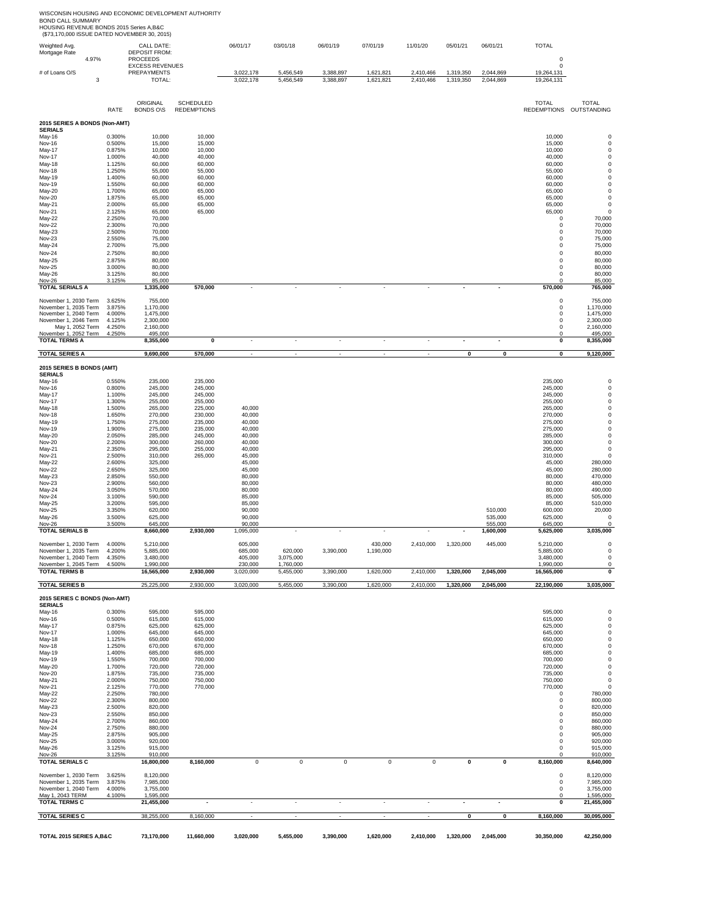WISCONSIN HOUSING AND ECONOMIC DEVELOPMENT AUTHORITY
BOND CALL SUMMARY
HOUSING REVENUE BONDS 2015 Series A,B&C
($73,170,000 ISSUE DATED NOVEMBER 30, 2015)

| | | CALL DATE: | | 06/01/17 | 03/01/18 | 06/01/19 | 07/01/19 | 11/01/20 | 05/01/21 | 06/01/21 | TOTAL |
|---|---|---|---|---|---|---|---|---|---|---|---|
| Weighted Avg. Mortgage Rate | | DEPOSIT FROM: | | | | | | | | | |
| 4.97% | | PROCEEDS | | | | | | | | | 0 |
| | | EXCESS REVENUES | | | | | | | | | 0 |
| # of Loans O/S | | PREPAYMENTS | | 3,022,178 | 5,456,549 | 3,388,897 | 1,621,821 | 2,410,466 | 1,319,350 | 2,044,869 | 19,264,131 |
| 3 | | TOTAL: | | 3,022,178 | 5,456,549 | 3,388,897 | 1,621,821 | 2,410,466 | 1,319,350 | 2,044,869 | 19,264,131 |

| | RATE | ORIGINAL BONDS O\S | SCHEDULED REDEMPTIONS | 06/01/17 | 03/01/18 | 06/01/19 | 07/01/19 | 11/01/20 | 05/01/21 | 06/01/21 | TOTAL REDEMPTIONS | TOTAL OUTSTANDING |
|---|---|---|---|---|---|---|---|---|---|---|---|---|
| **2015 SERIES A BONDS (Non-AMT)** | | | | | | | | | | | | |
| **SERIALS** | | | | | | | | | | | | |
| May-16 | 0.300% | 10,000 | 10,000 | | | | | | | | 10,000 | 0 |
| Nov-16 | 0.500% | 15,000 | 15,000 | | | | | | | | 15,000 | 0 |
| May-17 | 0.875% | 10,000 | 10,000 | | | | | | | | 10,000 | 0 |
| Nov-17 | 1.000% | 40,000 | 40,000 | | | | | | | | 40,000 | 0 |
| May-18 | 1.125% | 60,000 | 60,000 | | | | | | | | 60,000 | 0 |
| Nov-18 | 1.250% | 55,000 | 55,000 | | | | | | | | 55,000 | 0 |
| May-19 | 1.400% | 60,000 | 60,000 | | | | | | | | 60,000 | 0 |
| Nov-19 | 1.550% | 60,000 | 60,000 | | | | | | | | 60,000 | 0 |
| May-20 | 1.700% | 65,000 | 65,000 | | | | | | | | 65,000 | 0 |
| Nov-20 | 1.875% | 65,000 | 65,000 | | | | | | | | 65,000 | 0 |
| May-21 | 2.000% | 65,000 | 65,000 | | | | | | | | 65,000 | 0 |
| Nov-21 | 2.125% | 65,000 | 65,000 | | | | | | | | 65,000 | 0 |
| May-22 | 2.250% | 70,000 | | | | | | | | | 0 | 70,000 |
| Nov-22 | 2.300% | 70,000 | | | | | | | | | 0 | 70,000 |
| May-23 | 2.500% | 70,000 | | | | | | | | | 0 | 70,000 |
| Nov-23 | 2.550% | 75,000 | | | | | | | | | 0 | 75,000 |
| May-24 | 2.700% | 75,000 | | | | | | | | | 0 | 75,000 |
| Nov-24 | 2.750% | 80,000 | | | | | | | | | 0 | 80,000 |
| May-25 | 2.875% | 80,000 | | | | | | | | | 0 | 80,000 |
| Nov-25 | 3.000% | 80,000 | | | | | | | | | 0 | 80,000 |
| May-26 | 3.125% | 80,000 | | | | | | | | | 0 | 80,000 |
| Nov-26 | 3.125% | 85,000 | | | | | | | | | 0 | 85,000 |
| **TOTAL SERIALS A** | | **1,335,000** | **570,000** | - | - | - | - | - | - | - | **570,000** | **765,000** |
| November 1, 2030 Term | 3.625% | 755,000 | | | | | | | | | 0 | 755,000 |
| November 1, 2035 Term | 3.875% | 1,170,000 | | | | | | | | | 0 | 1,170,000 |
| November 1, 2040 Term | 4.000% | 1,475,000 | | | | | | | | | 0 | 1,475,000 |
| November 1, 2046 Term | 4.125% | 2,300,000 | | | | | | | | | 0 | 2,300,000 |
| May 1, 2052 Term | 4.250% | 2,160,000 | | | | | | | | | 0 | 2,160,000 |
| November 1, 2052 Term | 4.250% | 495,000 | | | | | | | | | 0 | 495,000 |
| **TOTAL TERMS A** | | **8,355,000** | **0** | - | - | - | - | - | - | - | **0** | **8,355,000** |
| **TOTAL SERIES A** | | **9,690,000** | **570,000** | - | - | - | - | - | **0** | **0** | **0** | **9,120,000** |
| **2015 SERIES B BONDS (AMT)** | | | | | | | | | | | | |
| **SERIALS** | | | | | | | | | | | | |
| May-16 | 0.550% | 235,000 | 235,000 | | | | | | | | 235,000 | 0 |
| Nov-16 | 0.800% | 245,000 | 245,000 | | | | | | | | 245,000 | 0 |
| May-17 | 1.100% | 245,000 | 245,000 | | | | | | | | 245,000 | 0 |
| Nov-17 | 1.300% | 255,000 | 255,000 | | | | | | | | 255,000 | 0 |
| May-18 | 1.500% | 265,000 | 225,000 | 40,000 | | | | | | | 265,000 | 0 |
| Nov-18 | 1.650% | 270,000 | 230,000 | 40,000 | | | | | | | 270,000 | 0 |
| May-19 | 1.750% | 275,000 | 235,000 | 40,000 | | | | | | | 275,000 | 0 |
| Nov-19 | 1.900% | 275,000 | 235,000 | 40,000 | | | | | | | 275,000 | 0 |
| May-20 | 2.050% | 285,000 | 245,000 | 40,000 | | | | | | | 285,000 | 0 |
| Nov-20 | 2.200% | 300,000 | 260,000 | 40,000 | | | | | | | 300,000 | 0 |
| May-21 | 2.350% | 295,000 | 255,000 | 40,000 | | | | | | | 295,000 | 0 |
| Nov-21 | 2.500% | 310,000 | 265,000 | 45,000 | | | | | | | 310,000 | 0 |
| May-22 | 2.600% | 325,000 | | 45,000 | | | | | | | 45,000 | 280,000 |
| Nov-22 | 2.650% | 325,000 | | 45,000 | | | | | | | 45,000 | 280,000 |
| May-23 | 2.850% | 550,000 | | 80,000 | | | | | | | 80,000 | 470,000 |
| Nov-23 | 2.900% | 560,000 | | 80,000 | | | | | | | 80,000 | 480,000 |
| May-24 | 3.050% | 570,000 | | 80,000 | | | | | | | 80,000 | 490,000 |
| Nov-24 | 3.100% | 590,000 | | 85,000 | | | | | | | 85,000 | 505,000 |
| May-25 | 3.200% | 595,000 | | 85,000 | | | | | | | 85,000 | 510,000 |
| Nov-25 | 3.350% | 620,000 | | 90,000 | | | | | | 510,000 | 600,000 | 20,000 |
| May-26 | 3.500% | 625,000 | | 90,000 | | | | | | 535,000 | 625,000 | 0 |
| Nov-26 | 3.500% | 645,000 | | 90,000 | | | | | | 555,000 | 645,000 | 0 |
| **TOTAL SERIALS B** | | **8,660,000** | **2,930,000** | **1,095,000** | - | - | - | - | - | **1,600,000** | **5,625,000** | **3,035,000** |
| November 1, 2030 Term | 4.000% | 5,210,000 | | 605,000 | | | 430,000 | 2,410,000 | 1,320,000 | 445,000 | 5,210,000 | 0 |
| November 1, 2035 Term | 4.200% | 5,885,000 | | 685,000 | 620,000 | 3,390,000 | 1,190,000 | | | | 5,885,000 | 0 |
| November 1, 2040 Term | 4.350% | 3,480,000 | | 405,000 | 3,075,000 | | | | | | 3,480,000 | 0 |
| November 1, 2045 Term | 4.500% | 1,990,000 | | 230,000 | 1,760,000 | | | | | | 1,990,000 | 0 |
| **TOTAL TERMS B** | | **16,565,000** | **2,930,000** | **3,020,000** | **5,455,000** | **3,390,000** | **1,620,000** | **2,410,000** | **1,320,000** | **2,045,000** | **16,565,000** | **0** |
| **TOTAL SERIES B** | | **25,225,000** | **2,930,000** | **3,020,000** | **5,455,000** | **3,390,000** | **1,620,000** | **2,410,000** | **1,320,000** | **2,045,000** | **22,190,000** | **3,035,000** |
| **2015 SERIES C BONDS (Non-AMT)** | | | | | | | | | | | | |
| **SERIALS** | | | | | | | | | | | | |
| May-16 | 0.300% | 595,000 | 595,000 | | | | | | | | 595,000 | 0 |
| Nov-16 | 0.500% | 615,000 | 615,000 | | | | | | | | 615,000 | 0 |
| May-17 | 0.875% | 625,000 | 625,000 | | | | | | | | 625,000 | 0 |
| Nov-17 | 1.000% | 645,000 | 645,000 | | | | | | | | 645,000 | 0 |
| May-18 | 1.125% | 650,000 | 650,000 | | | | | | | | 650,000 | 0 |
| Nov-18 | 1.250% | 670,000 | 670,000 | | | | | | | | 670,000 | 0 |
| May-19 | 1.400% | 685,000 | 685,000 | | | | | | | | 685,000 | 0 |
| Nov-19 | 1.550% | 700,000 | 700,000 | | | | | | | | 700,000 | 0 |
| May-20 | 1.700% | 720,000 | 720,000 | | | | | | | | 720,000 | 0 |
| Nov-20 | 1.875% | 735,000 | 735,000 | | | | | | | | 735,000 | 0 |
| May-21 | 2.000% | 750,000 | 750,000 | | | | | | | | 750,000 | 0 |
| Nov-21 | 2.125% | 770,000 | 770,000 | | | | | | | | 770,000 | 0 |
| May-22 | 2.250% | 780,000 | | | | | | | | | 0 | 780,000 |
| Nov-22 | 2.300% | 800,000 | | | | | | | | | 0 | 800,000 |
| May-23 | 2.500% | 820,000 | | | | | | | | | 0 | 820,000 |
| Nov-23 | 2.550% | 850,000 | | | | | | | | | 0 | 850,000 |
| May-24 | 2.700% | 860,000 | | | | | | | | | 0 | 860,000 |
| Nov-24 | 2.750% | 880,000 | | | | | | | | | 0 | 880,000 |
| May-25 | 2.875% | 905,000 | | | | | | | | | 0 | 905,000 |
| Nov-25 | 3.000% | 920,000 | | | | | | | | | 0 | 920,000 |
| May-26 | 3.125% | 915,000 | | | | | | | | | 0 | 915,000 |
| Nov-26 | 3.125% | 910,000 | | | | | | | | | 0 | 910,000 |
| **TOTAL SERIALS C** | | **16,800,000** | **8,160,000** | 0 | 0 | 0 | 0 | 0 | **0** | **0** | **8,160,000** | **8,640,000** |
| November 1, 2030 Term | 3.625% | 8,120,000 | | | | | | | | | 0 | 8,120,000 |
| November 1, 2035 Term | 3.875% | 7,985,000 | | | | | | | | | 0 | 7,985,000 |
| November 1, 2040 Term | 4.000% | 3,755,000 | | | | | | | | | 0 | 3,755,000 |
| May 1, 2043 TERM | 4.100% | 1,595,000 | | | | | | | | | 0 | 1,595,000 |
| **TOTAL TERMS C** | | **21,455,000** | - | - | - | - | - | - | - | - | **0** | **21,455,000** |
| **TOTAL SERIES C** | | **38,255,000** | **8,160,000** | - | - | - | - | - | **0** | **0** | **8,160,000** | **30,095,000** |
| **TOTAL 2015 SERIES A,B&C** | | **73,170,000** | **11,660,000** | **3,020,000** | **5,455,000** | **3,390,000** | **1,620,000** | **2,410,000** | **1,320,000** | **2,045,000** | **30,350,000** | **42,250,000** |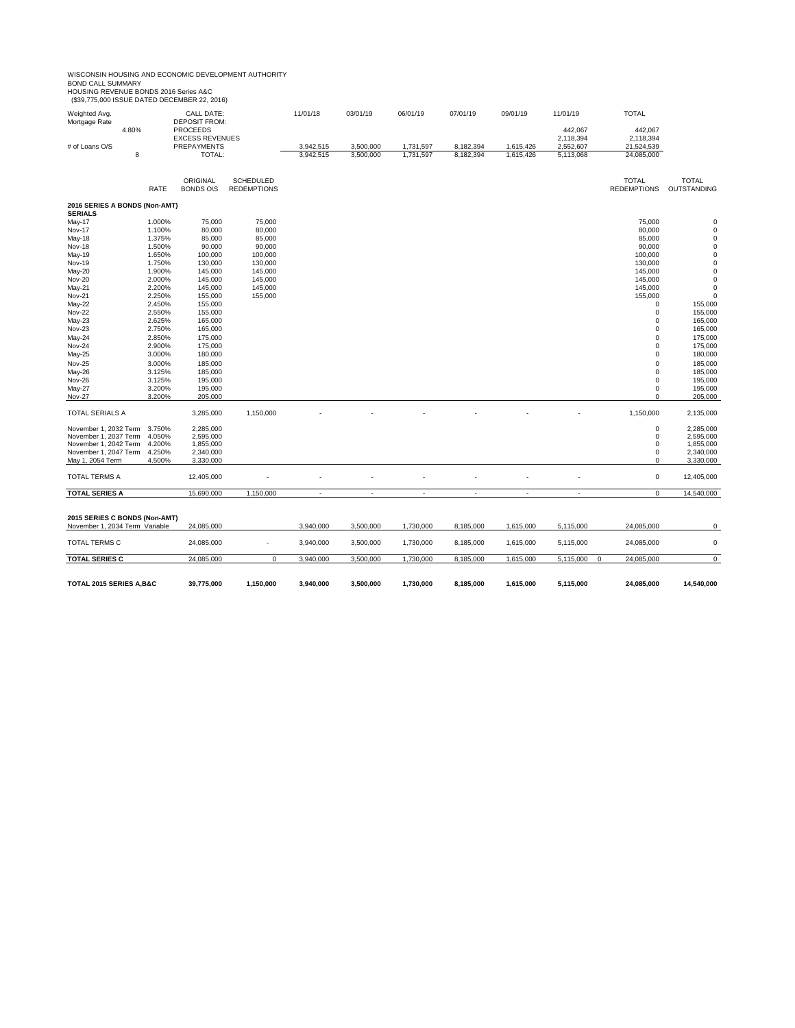WISCONSIN HOUSING AND ECONOMIC DEVELOPMENT AUTHORITY
BOND CALL SUMMARY
HOUSING REVENUE BONDS 2016 Series A&C
($39,775,000 ISSUE DATED DECEMBER 22, 2016)

| Weighted Avg. Mortgage Rate | CALL DATE: | 11/01/18 | 03/01/19 | 06/01/19 | 07/01/19 | 09/01/19 | 11/01/19 | TOTAL |
|---|---|---|---|---|---|---|---|---|
| | DEPOSIT FROM: | | | | | | | |
| 4.80% | PROCEEDS | | | | | | 442,067 | 442,067 |
| | EXCESS REVENUES | | | | | | 2,118,394 | 2,118,394 |
| # of Loans O/S | PREPAYMENTS | 3,942,515 | 3,500,000 | 1,731,597 | 8,182,394 | 1,615,426 | 2,552,607 | 21,524,539 |
| 8 | TOTAL: | 3,942,515 | 3,500,000 | 1,731,597 | 8,182,394 | 1,615,426 | 5,113,068 | 24,085,000 |

| | RATE | ORIGINAL BONDS O\S | SCHEDULED REDEMPTIONS | 11/01/18 | 03/01/19 | 06/01/19 | 07/01/19 | 09/01/19 | 11/01/19 | TOTAL REDEMPTIONS | TOTAL OUTSTANDING |
|---|---|---|---|---|---|---|---|---|---|---|---|
| **2016 SERIES A BONDS (Non-AMT)** | | | | | | | | | | | |
| **SERIALS** | | | | | | | | | | | |
| May-17 | 1.000% | 75,000 | 75,000 | | | | | | | 75,000 | 0 |
| Nov-17 | 1.100% | 80,000 | 80,000 | | | | | | | 80,000 | 0 |
| May-18 | 1.375% | 85,000 | 85,000 | | | | | | | 85,000 | 0 |
| Nov-18 | 1.500% | 90,000 | 90,000 | | | | | | | 90,000 | 0 |
| May-19 | 1.650% | 100,000 | 100,000 | | | | | | | 100,000 | 0 |
| Nov-19 | 1.750% | 130,000 | 130,000 | | | | | | | 130,000 | 0 |
| May-20 | 1.900% | 145,000 | 145,000 | | | | | | | 145,000 | 0 |
| Nov-20 | 2.000% | 145,000 | 145,000 | | | | | | | 145,000 | 0 |
| May-21 | 2.200% | 145,000 | 145,000 | | | | | | | 145,000 | 0 |
| Nov-21 | 2.250% | 155,000 | 155,000 | | | | | | | 155,000 | 0 |
| May-22 | 2.450% | 155,000 | | | | | | | | 0 | 155,000 |
| Nov-22 | 2.550% | 155,000 | | | | | | | | 0 | 155,000 |
| May-23 | 2.625% | 165,000 | | | | | | | | 0 | 165,000 |
| Nov-23 | 2.750% | 165,000 | | | | | | | | 0 | 165,000 |
| May-24 | 2.850% | 175,000 | | | | | | | | 0 | 175,000 |
| Nov-24 | 2.900% | 175,000 | | | | | | | | 0 | 175,000 |
| May-25 | 3.000% | 180,000 | | | | | | | | 0 | 180,000 |
| Nov-25 | 3.000% | 185,000 | | | | | | | | 0 | 185,000 |
| May-26 | 3.125% | 185,000 | | | | | | | | 0 | 185,000 |
| Nov-26 | 3.125% | 195,000 | | | | | | | | 0 | 195,000 |
| May-27 | 3.200% | 195,000 | | | | | | | | 0 | 195,000 |
| Nov-27 | 3.200% | 205,000 | | | | | | | | 0 | 205,000 |
| TOTAL SERIALS A | | 3,285,000 | 1,150,000 | - | - | - | - | - | - | 1,150,000 | 2,135,000 |
| November 1, 2032 Term | 3.750% | 2,285,000 | | | | | | | | 0 | 2,285,000 |
| November 1, 2037 Term | 4.050% | 2,595,000 | | | | | | | | 0 | 2,595,000 |
| November 1, 2042 Term | 4.200% | 1,855,000 | | | | | | | | 0 | 1,855,000 |
| November 1, 2047 Term | 4.250% | 2,340,000 | | | | | | | | 0 | 2,340,000 |
| May 1, 2054 Term | 4.500% | 3,330,000 | | | | | | | | 0 | 3,330,000 |
| TOTAL TERMS A | | 12,405,000 | - | - | - | - | - | - | - | 0 | 12,405,000 |
| **TOTAL SERIES A** | | 15,690,000 | 1,150,000 | - | - | - | - | - | - | 0 | 14,540,000 |
| **2015 SERIES C BONDS (Non-AMT)** | | | | | | | | | | | |
| November 1, 2034 Term | Variable | 24,085,000 | | 3,940,000 | 3,500,000 | 1,730,000 | 8,185,000 | 1,615,000 | 5,115,000 | 24,085,000 | 0 |
| TOTAL TERMS C | | 24,085,000 | - | 3,940,000 | 3,500,000 | 1,730,000 | 8,185,000 | 1,615,000 | 5,115,000 | 24,085,000 | 0 |
| **TOTAL SERIES C** | | 24,085,000 | 0 | 3,940,000 | 3,500,000 | 1,730,000 | 8,185,000 | 1,615,000 | 5,115,000 0 | 24,085,000 | 0 |
| **TOTAL 2015 SERIES A,B&C** | | **39,775,000** | **1,150,000** | **3,940,000** | **3,500,000** | **1,730,000** | **8,185,000** | **1,615,000** | **5,115,000** | **24,085,000** | **14,540,000** |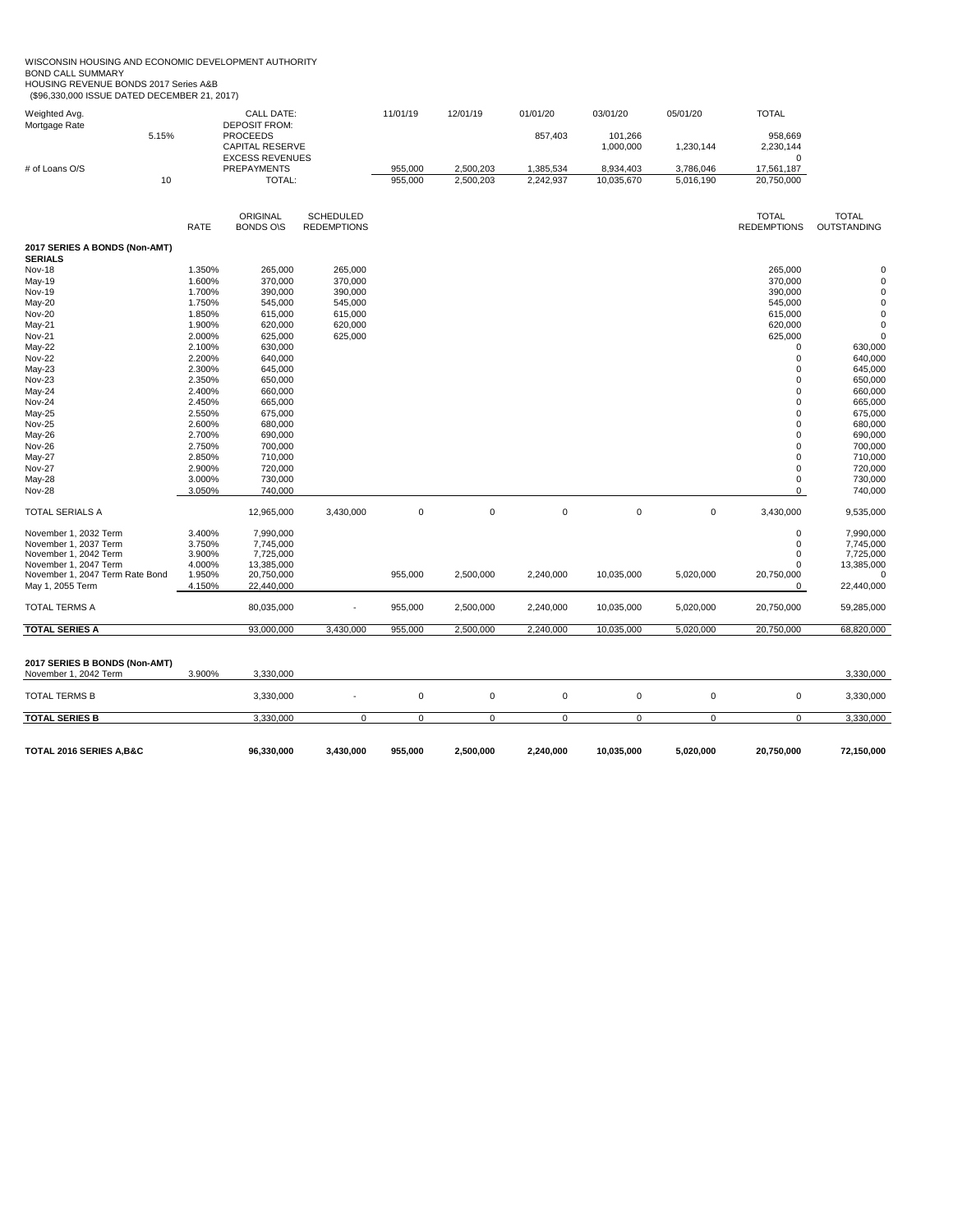WISCONSIN HOUSING AND ECONOMIC DEVELOPMENT AUTHORITY
BOND CALL SUMMARY
HOUSING REVENUE BONDS 2017 Series A&B
($96,330,000 ISSUE DATED DECEMBER 21, 2017)

| | | CALL DATE: | 11/01/19 | 12/01/19 | 01/01/20 | 03/01/20 | 05/01/20 | TOTAL |
|---|---|---|---|---|---|---|---|---|
| Weighted Avg. Mortgage Rate | 5.15% | DEPOSIT FROM: | | | | | | |
| | | PROCEEDS | | | 857,403 | 101,266 | | 958,669 |
| | | CAPITAL RESERVE | | | | 1,000,000 | 1,230,144 | 2,230,144 |
| | | EXCESS REVENUES | | | | | | 0 |
| # of Loans O/S | 10 | PREPAYMENTS | 955,000 | 2,500,203 | 1,385,534 | 8,934,403 | 3,786,046 | 17,561,187 |
| | | TOTAL: | 955,000 | 2,500,203 | 2,242,937 | 10,035,670 | 5,016,190 | 20,750,000 |

| | RATE | ORIGINAL BONDS O\S | SCHEDULED REDEMPTIONS | 11/01/19 | 12/01/19 | 01/01/20 | 03/01/20 | 05/01/20 | TOTAL REDEMPTIONS | TOTAL OUTSTANDING |
|---|---|---|---|---|---|---|---|---|---|---|
| **2017 SERIES A BONDS (Non-AMT)** | | | | | | | | | | |
| **SERIALS** | | | | | | | | | | |
| Nov-18 | 1.350% | 265,000 | 265,000 | | | | | | 265,000 | 0 |
| May-19 | 1.600% | 370,000 | 370,000 | | | | | | 370,000 | 0 |
| Nov-19 | 1.700% | 390,000 | 390,000 | | | | | | 390,000 | 0 |
| May-20 | 1.750% | 545,000 | 545,000 | | | | | | 545,000 | 0 |
| Nov-20 | 1.850% | 615,000 | 615,000 | | | | | | 615,000 | 0 |
| May-21 | 1.900% | 620,000 | 620,000 | | | | | | 620,000 | 0 |
| Nov-21 | 2.000% | 625,000 | 625,000 | | | | | | 625,000 | 0 |
| May-22 | 2.100% | 630,000 | | | | | | | 0 | 630,000 |
| Nov-22 | 2.200% | 640,000 | | | | | | | 0 | 640,000 |
| May-23 | 2.300% | 645,000 | | | | | | | 0 | 645,000 |
| Nov-23 | 2.350% | 650,000 | | | | | | | 0 | 650,000 |
| May-24 | 2.400% | 660,000 | | | | | | | 0 | 660,000 |
| Nov-24 | 2.450% | 665,000 | | | | | | | 0 | 665,000 |
| May-25 | 2.550% | 675,000 | | | | | | | 0 | 675,000 |
| Nov-25 | 2.600% | 680,000 | | | | | | | 0 | 680,000 |
| May-26 | 2.700% | 690,000 | | | | | | | 0 | 690,000 |
| Nov-26 | 2.750% | 700,000 | | | | | | | 0 | 700,000 |
| May-27 | 2.850% | 710,000 | | | | | | | 0 | 710,000 |
| Nov-27 | 2.900% | 720,000 | | | | | | | 0 | 720,000 |
| May-28 | 3.000% | 730,000 | | | | | | | 0 | 730,000 |
| Nov-28 | 3.050% | 740,000 | | | | | | | 0 | 740,000 |
| TOTAL SERIALS A | | 12,965,000 | 3,430,000 | 0 | 0 | 0 | 0 | 0 | 3,430,000 | 9,535,000 |
| November 1, 2032 Term | 3.400% | 7,990,000 | | | | | | | 0 | 7,990,000 |
| November 1, 2037 Term | 3.750% | 7,745,000 | | | | | | | 0 | 7,745,000 |
| November 1, 2042 Term | 3.900% | 7,725,000 | | | | | | | 0 | 7,725,000 |
| November 1, 2047 Term | 4.000% | 13,385,000 | | | | | | | 0 | 13,385,000 |
| November 1, 2047 Term Rate Bond | 1.950% | 20,750,000 | | 955,000 | 2,500,000 | 2,240,000 | 10,035,000 | 5,020,000 | 20,750,000 | 0 |
| May 1, 2055 Term | 4.150% | 22,440,000 | | | | | | | 0 | 22,440,000 |
| TOTAL TERMS A | | 80,035,000 | - | 955,000 | 2,500,000 | 2,240,000 | 10,035,000 | 5,020,000 | 20,750,000 | 59,285,000 |
| **TOTAL SERIES A** | | 93,000,000 | 3,430,000 | 955,000 | 2,500,000 | 2,240,000 | 10,035,000 | 5,020,000 | 20,750,000 | 68,820,000 |
| **2017 SERIES B BONDS (Non-AMT)** | | | | | | | | | | |
| November 1, 2042 Term | 3.900% | 3,330,000 | | | | | | | | 3,330,000 |
| TOTAL TERMS B | | 3,330,000 | - | 0 | 0 | 0 | 0 | 0 | 0 | 3,330,000 |
| **TOTAL SERIES B** | | 3,330,000 | 0 | 0 | 0 | 0 | 0 | 0 | 0 | 3,330,000 |
| **TOTAL 2016 SERIES A,B&C** | | **96,330,000** | **3,430,000** | **955,000** | **2,500,000** | **2,240,000** | **10,035,000** | **5,020,000** | **20,750,000** | **72,150,000** |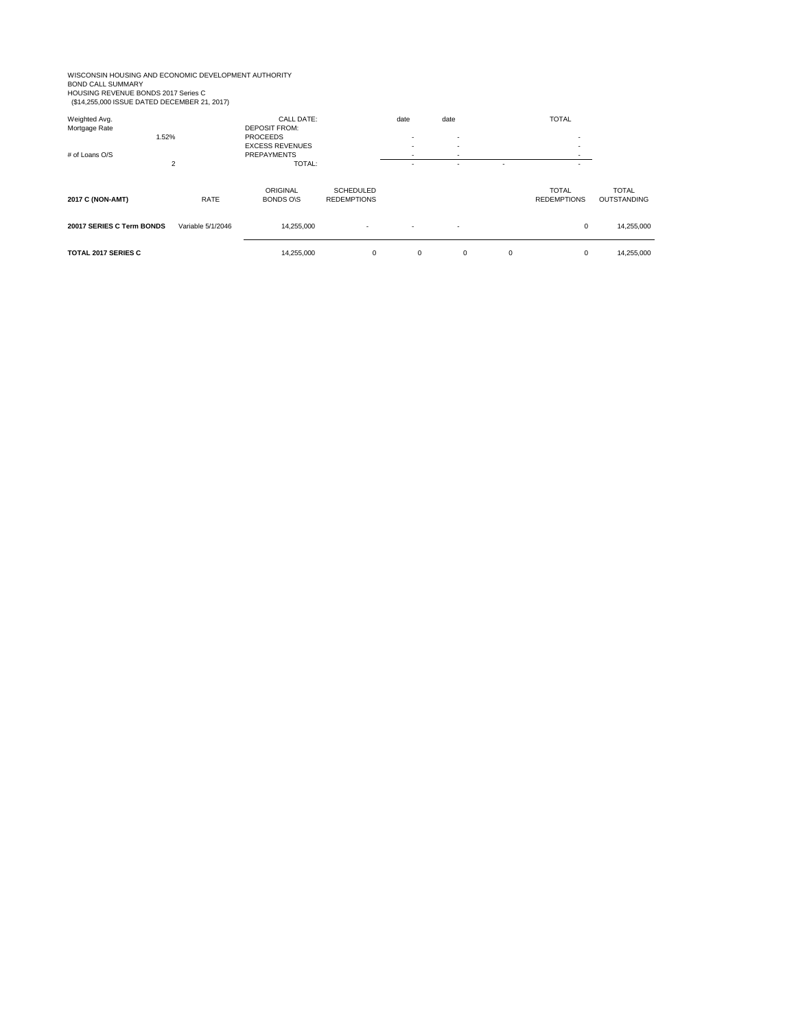WISCONSIN HOUSING AND ECONOMIC DEVELOPMENT AUTHORITY
BOND CALL SUMMARY
HOUSING REVENUE BONDS 2017 Series C
($14,255,000 ISSUE DATED DECEMBER 21, 2017)

| Weighted Avg. Mortgage Rate | | CALL DATE: | date | date | | TOTAL |
|---|---|---|---|---|---|---|
| | | DEPOSIT FROM: | | | | |
| 1.52% | | PROCEEDS | - | - | | - |
| | | EXCESS REVENUES | - | - | | - |
| # of Loans O/S | | PREPAYMENTS | - | - | | - |
| 2 | | TOTAL: | - | - | - | - |

| 2017 C (NON-AMT) | RATE | ORIGINAL BONDS O\S | SCHEDULED REDEMPTIONS | | | | TOTAL REDEMPTIONS | TOTAL OUTSTANDING |
|---|---|---|---|---|---|---|---|---|
| 20017 SERIES C Term BONDS | Variable 5/1/2046 | 14,255,000 | - | - | - | | 0 | 14,255,000 |
| TOTAL 2017 SERIES C | | 14,255,000 | 0 | 0 | 0 | 0 | 0 | 14,255,000 |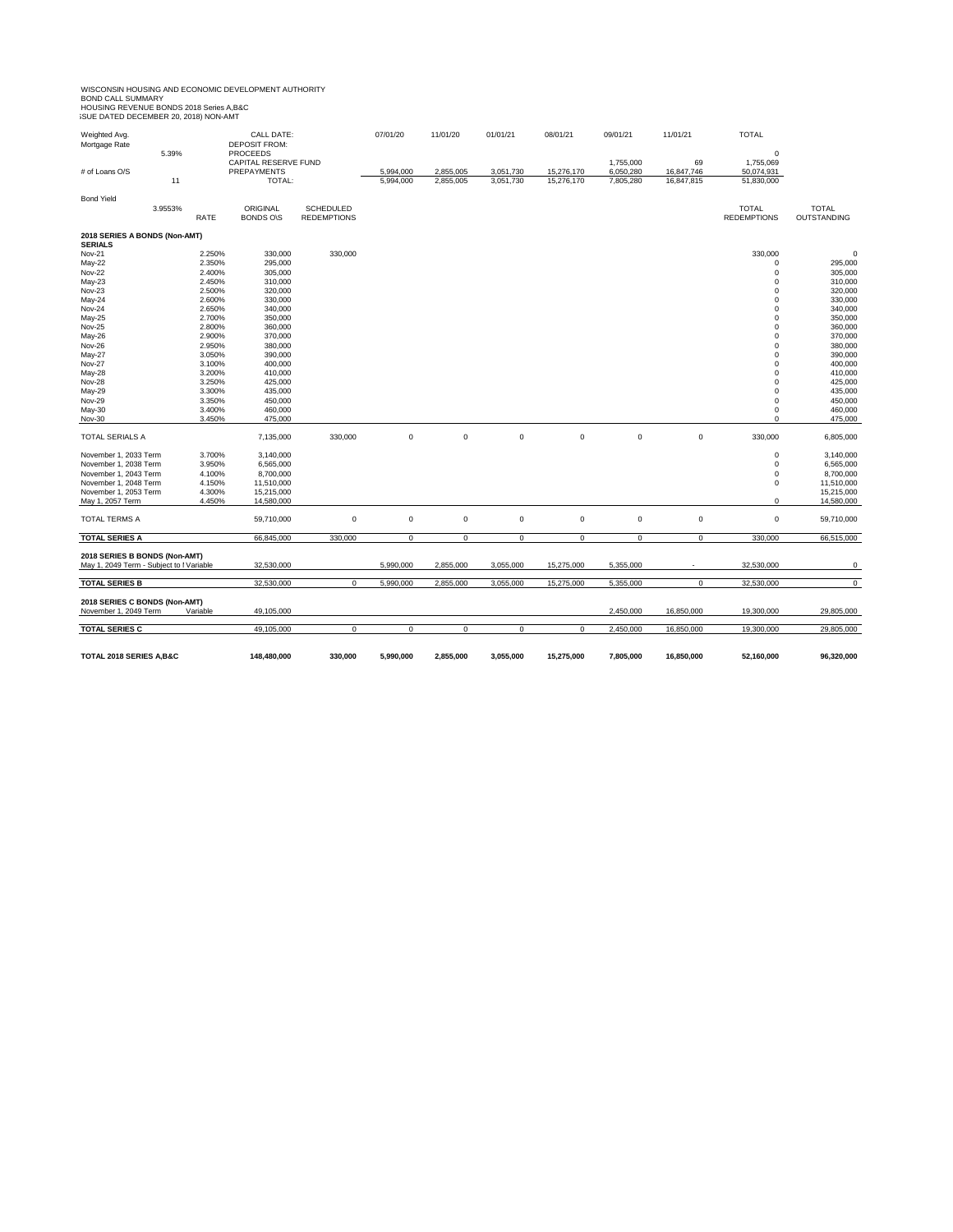WISCONSIN HOUSING AND ECONOMIC DEVELOPMENT AUTHORITY
BOND CALL SUMMARY
HOUSING REVENUE BONDS 2018 Series A,B&C
ISSUE DATED DECEMBER 20, 2018) NON-AMT

| Weighted Avg. Mortgage Rate | | CALL DATE: | | 07/01/20 | 11/01/20 | 01/01/21 | 08/01/21 | 09/01/21 | 11/01/21 | TOTAL | |
|---|---|---|---|---|---|---|---|---|---|---|---|
| | | DEPOSIT FROM: | | | | | | | | | |
| 5.39% | | PROCEEDS | | | | | | | | 0 | |
| | | CAPITAL RESERVE FUND | | | | | | 1,755,000 | 69 | 1,755,069 | |
| # of Loans O/S | | PREPAYMENTS | | 5,994,000 | 2,855,005 | 3,051,730 | 15,276,170 | 6,050,280 | 16,847,746 | 50,074,931 | |
| 11 | | TOTAL: | | 5,994,000 | 2,855,005 | 3,051,730 | 15,276,170 | 7,805,280 | 16,847,815 | 51,830,000 | |
| Bond Yield | | | | | | | | | | | |
| 3.9553% | RATE | ORIGINAL BONDS O\S | SCHEDULED REDEMPTIONS | | | | | | | TOTAL REDEMPTIONS | TOTAL OUTSTANDING |
| **2018 SERIES A BONDS (Non-AMT)** | | | | | | | | | | | |
| **SERIALS** | | | | | | | | | | | |
| Nov-21 | 2.250% | 330,000 | 330,000 | | | | | | | 330,000 | 0 |
| May-22 | 2.350% | 295,000 | | | | | | | | 0 | 295,000 |
| Nov-22 | 2.400% | 305,000 | | | | | | | | 0 | 305,000 |
| May-23 | 2.450% | 310,000 | | | | | | | | 0 | 310,000 |
| Nov-23 | 2.500% | 320,000 | | | | | | | | 0 | 320,000 |
| May-24 | 2.600% | 330,000 | | | | | | | | 0 | 330,000 |
| Nov-24 | 2.650% | 340,000 | | | | | | | | 0 | 340,000 |
| May-25 | 2.700% | 350,000 | | | | | | | | 0 | 350,000 |
| Nov-25 | 2.800% | 360,000 | | | | | | | | 0 | 360,000 |
| May-26 | 2.900% | 370,000 | | | | | | | | 0 | 370,000 |
| Nov-26 | 2.950% | 380,000 | | | | | | | | 0 | 380,000 |
| May-27 | 3.050% | 390,000 | | | | | | | | 0 | 390,000 |
| Nov-27 | 3.100% | 400,000 | | | | | | | | 0 | 400,000 |
| May-28 | 3.200% | 410,000 | | | | | | | | 0 | 410,000 |
| Nov-28 | 3.250% | 425,000 | | | | | | | | 0 | 425,000 |
| May-29 | 3.300% | 435,000 | | | | | | | | 0 | 435,000 |
| Nov-29 | 3.350% | 450,000 | | | | | | | | 0 | 450,000 |
| May-30 | 3.400% | 460,000 | | | | | | | | 0 | 460,000 |
| Nov-30 | 3.450% | 475,000 | | | | | | | | 0 | 475,000 |
| TOTAL SERIALS A | | 7,135,000 | 330,000 | 0 | 0 | 0 | 0 | 0 | 0 | 330,000 | 6,805,000 |
| November 1, 2033 Term | 3.700% | 3,140,000 | | | | | | | | 0 | 3,140,000 |
| November 1, 2038 Term | 3.950% | 6,565,000 | | | | | | | | 0 | 6,565,000 |
| November 1, 2043 Term | 4.100% | 8,700,000 | | | | | | | | 0 | 8,700,000 |
| November 1, 2048 Term | 4.150% | 11,510,000 | | | | | | | | 0 | 11,510,000 |
| November 1, 2053 Term | 4.300% | 15,215,000 | | | | | | | | | 15,215,000 |
| May 1, 2057 Term | 4.450% | 14,580,000 | | | | | | | | 0 | 14,580,000 |
| TOTAL TERMS A | | 59,710,000 | 0 | 0 | 0 | 0 | 0 | 0 | 0 | 0 | 59,710,000 |
| **TOTAL SERIES A** | | 66,845,000 | 330,000 | 0 | 0 | 0 | 0 | 0 | 0 | 330,000 | 66,515,000 |
| **2018 SERIES B BONDS (Non-AMT)** | | | | | | | | | | | |
| May 1, 2049 Term - Subject to Variable | | 32,530,000 | | 5,990,000 | 2,855,000 | 3,055,000 | 15,275,000 | 5,355,000 | - | 32,530,000 | 0 |
| **TOTAL SERIES B** | | 32,530,000 | 0 | 5,990,000 | 2,855,000 | 3,055,000 | 15,275,000 | 5,355,000 | 0 | 32,530,000 | 0 |
| **2018 SERIES C BONDS (Non-AMT)** | | | | | | | | | | | |
| November 1, 2049 Term | Variable | 49,105,000 | | | | | | 2,450,000 | 16,850,000 | 19,300,000 | 29,805,000 |
| **TOTAL SERIES C** | | 49,105,000 | 0 | 0 | 0 | 0 | 0 | 2,450,000 | 16,850,000 | 19,300,000 | 29,805,000 |
| **TOTAL 2018 SERIES A,B&C** | | **148,480,000** | **330,000** | **5,990,000** | **2,855,000** | **3,055,000** | **15,275,000** | **7,805,000** | **16,850,000** | **52,160,000** | **96,320,000** |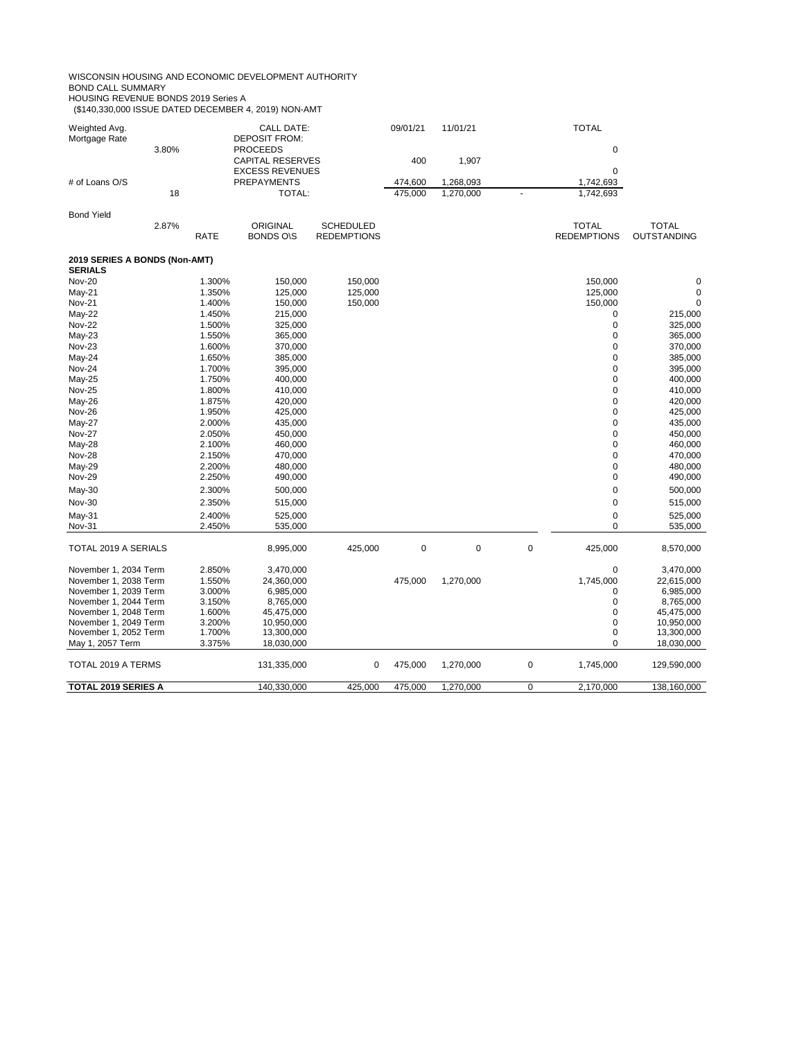WISCONSIN HOUSING AND ECONOMIC DEVELOPMENT AUTHORITY
BOND CALL SUMMARY
HOUSING REVENUE BONDS 2019 Series A
($140,330,000 ISSUE DATED DECEMBER 4, 2019) NON-AMT

| Weighted Avg. Mortgage Rate | | CALL DATE: | | 09/01/21 | 11/01/21 | | TOTAL | |
|---|---|---|---|---|---|---|---|---|
| 3.80% | | DEPOSIT FROM: | | | | | | |
| | | PROCEEDS | | | | | 0 | |
| | | CAPITAL RESERVES | | 400 | 1,907 | | | |
| | | EXCESS REVENUES | | | | | 0 | |
| # of Loans O/S | | PREPAYMENTS | | 474,600 | 1,268,093 | | 1,742,693 | |
| 18 | | TOTAL: | | 475,000 | 1,270,000 | - | 1,742,693 | |
| Bond Yield | | | | | | | | |
| 2.87% | RATE | ORIGINAL BONDS O\S | SCHEDULED REDEMPTIONS | | | | TOTAL REDEMPTIONS | TOTAL OUTSTANDING |
| **2019 SERIES A BONDS (Non-AMT)** | | | | | | | | |
| **SERIALS** | | | | | | | | |
| Nov-20 | 1.300% | 150,000 | 150,000 | | | | 150,000 | 0 |
| May-21 | 1.350% | 125,000 | 125,000 | | | | 125,000 | 0 |
| Nov-21 | 1.400% | 150,000 | 150,000 | | | | 150,000 | 0 |
| May-22 | 1.450% | 215,000 | | | | | 0 | 215,000 |
| Nov-22 | 1.500% | 325,000 | | | | | 0 | 325,000 |
| May-23 | 1.550% | 365,000 | | | | | 0 | 365,000 |
| Nov-23 | 1.600% | 370,000 | | | | | 0 | 370,000 |
| May-24 | 1.650% | 385,000 | | | | | 0 | 385,000 |
| Nov-24 | 1.700% | 395,000 | | | | | 0 | 395,000 |
| May-25 | 1.750% | 400,000 | | | | | 0 | 400,000 |
| Nov-25 | 1.800% | 410,000 | | | | | 0 | 410,000 |
| May-26 | 1.875% | 420,000 | | | | | 0 | 420,000 |
| Nov-26 | 1.950% | 425,000 | | | | | 0 | 425,000 |
| May-27 | 2.000% | 435,000 | | | | | 0 | 435,000 |
| Nov-27 | 2.050% | 450,000 | | | | | 0 | 450,000 |
| May-28 | 2.100% | 460,000 | | | | | 0 | 460,000 |
| Nov-28 | 2.150% | 470,000 | | | | | 0 | 470,000 |
| May-29 | 2.200% | 480,000 | | | | | 0 | 480,000 |
| Nov-29 | 2.250% | 490,000 | | | | | 0 | 490,000 |
| May-30 | 2.300% | 500,000 | | | | | 0 | 500,000 |
| Nov-30 | 2.350% | 515,000 | | | | | 0 | 515,000 |
| May-31 | 2.400% | 525,000 | | | | | 0 | 525,000 |
| Nov-31 | 2.450% | 535,000 | | | | | 0 | 535,000 |
| TOTAL 2019 A SERIALS | | 8,995,000 | 425,000 | 0 | 0 | 0 | 425,000 | 8,570,000 |
| November 1, 2034 Term | 2.850% | 3,470,000 | | | | | 0 | 3,470,000 |
| November 1, 2038 Term | 1.550% | 24,360,000 | | 475,000 | 1,270,000 | | 1,745,000 | 22,615,000 |
| November 1, 2039 Term | 3.000% | 6,985,000 | | | | | 0 | 6,985,000 |
| November 1, 2044 Term | 3.150% | 8,765,000 | | | | | 0 | 8,765,000 |
| November 1, 2048 Term | 1.600% | 45,475,000 | | | | | 0 | 45,475,000 |
| November 1, 2049 Term | 3.200% | 10,950,000 | | | | | 0 | 10,950,000 |
| November 1, 2052 Term | 1.700% | 13,300,000 | | | | | 0 | 13,300,000 |
| May 1, 2057 Term | 3.375% | 18,030,000 | | | | | 0 | 18,030,000 |
| TOTAL 2019 A TERMS | | 131,335,000 | 0 | 475,000 | 1,270,000 | 0 | 1,745,000 | 129,590,000 |
| **TOTAL 2019 SERIES A** | | 140,330,000 | 425,000 | 475,000 | 1,270,000 | 0 | 2,170,000 | 138,160,000 |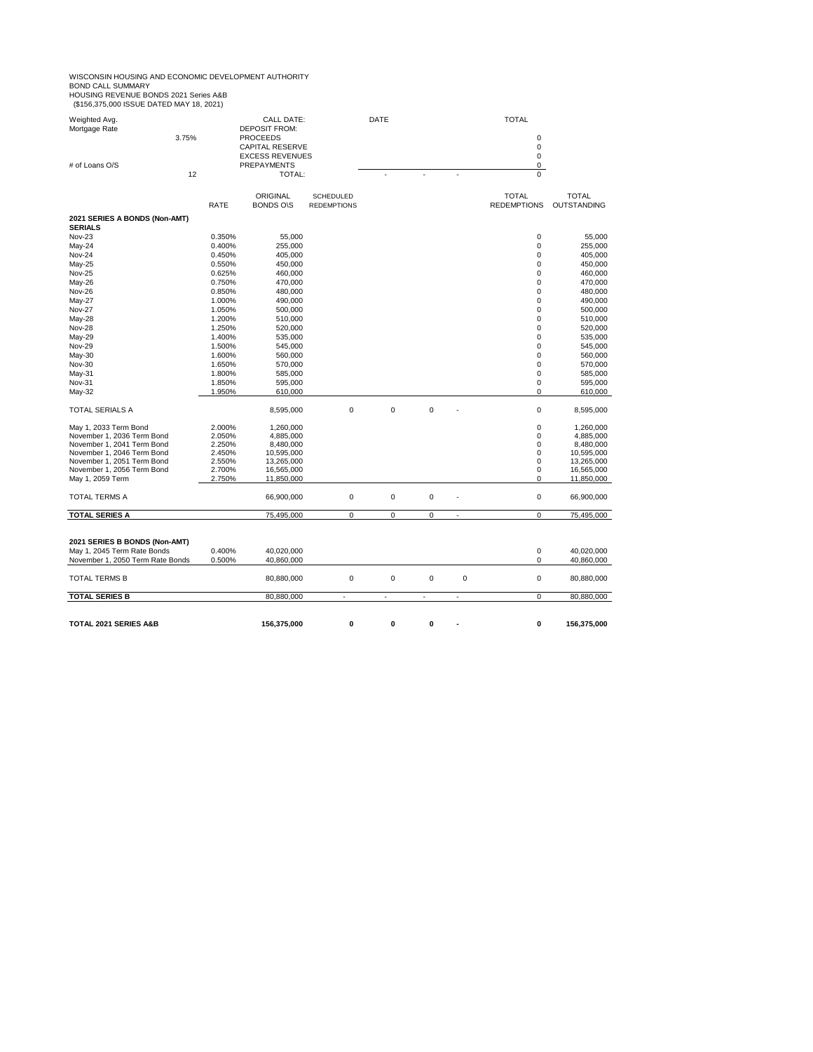WISCONSIN HOUSING AND ECONOMIC DEVELOPMENT AUTHORITY
BOND CALL SUMMARY
HOUSING REVENUE BONDS 2021 Series A&B
($156,375,000 ISSUE DATED MAY 18, 2021)

| Weighted Avg. Mortgage Rate | | CALL DATE: | DATE | | | TOTAL |
|---|---|---|---|---|---|---|
| 3.75% | | DEPOSIT FROM: | | | | |
| | | PROCEEDS | | | | 0 |
| | | CAPITAL RESERVE | | | | 0 |
| | | EXCESS REVENUES | | | | 0 |
| # of Loans O/S | | PREPAYMENTS | | | | 0 |
| 12 | | TOTAL: | - | - | - | 0 |

| | RATE | ORIGINAL BONDS O\S | SCHEDULED REDEMPTIONS | | | | TOTAL REDEMPTIONS | TOTAL OUTSTANDING |
|---|---|---|---|---|---|---|---|---|
| **2021 SERIES A BONDS (Non-AMT)** | | | | | | | | |
| **SERIALS** | | | | | | | | |
| Nov-23 | 0.350% | 55,000 | | | | | 0 | 55,000 |
| May-24 | 0.400% | 255,000 | | | | | 0 | 255,000 |
| Nov-24 | 0.450% | 405,000 | | | | | 0 | 405,000 |
| May-25 | 0.550% | 450,000 | | | | | 0 | 450,000 |
| Nov-25 | 0.625% | 460,000 | | | | | 0 | 460,000 |
| May-26 | 0.750% | 470,000 | | | | | 0 | 470,000 |
| Nov-26 | 0.850% | 480,000 | | | | | 0 | 480,000 |
| May-27 | 1.000% | 490,000 | | | | | 0 | 490,000 |
| Nov-27 | 1.050% | 500,000 | | | | | 0 | 500,000 |
| May-28 | 1.200% | 510,000 | | | | | 0 | 510,000 |
| Nov-28 | 1.250% | 520,000 | | | | | 0 | 520,000 |
| May-29 | 1.400% | 535,000 | | | | | 0 | 535,000 |
| Nov-29 | 1.500% | 545,000 | | | | | 0 | 545,000 |
| May-30 | 1.600% | 560,000 | | | | | 0 | 560,000 |
| Nov-30 | 1.650% | 570,000 | | | | | 0 | 570,000 |
| May-31 | 1.800% | 585,000 | | | | | 0 | 585,000 |
| Nov-31 | 1.850% | 595,000 | | | | | 0 | 595,000 |
| May-32 | 1.950% | 610,000 | | | | | 0 | 610,000 |
| TOTAL SERIALS A | | 8,595,000 | 0 | 0 | 0 | - | 0 | 8,595,000 |
| May 1, 2033 Term Bond | 2.000% | 1,260,000 | | | | | 0 | 1,260,000 |
| November 1, 2036 Term Bond | 2.050% | 4,885,000 | | | | | 0 | 4,885,000 |
| November 1, 2041 Term Bond | 2.250% | 8,480,000 | | | | | 0 | 8,480,000 |
| November 1, 2046 Term Bond | 2.450% | 10,595,000 | | | | | 0 | 10,595,000 |
| November 1, 2051 Term Bond | 2.550% | 13,265,000 | | | | | 0 | 13,265,000 |
| November 1, 2056 Term Bond | 2.700% | 16,565,000 | | | | | 0 | 16,565,000 |
| May 1, 2059 Term | 2.750% | 11,850,000 | | | | | 0 | 11,850,000 |
| TOTAL TERMS A | | 66,900,000 | 0 | 0 | 0 | - | 0 | 66,900,000 |
| **TOTAL SERIES A** | | 75,495,000 | 0 | 0 | 0 | - | 0 | 75,495,000 |
| **2021 SERIES B BONDS (Non-AMT)** | | | | | | | | |
| May 1, 2045 Term Rate Bonds | 0.400% | 40,020,000 | | | | | 0 | 40,020,000 |
| November 1, 2050 Term Rate Bonds | 0.500% | 40,860,000 | | | | | 0 | 40,860,000 |
| TOTAL TERMS B | | 80,880,000 | 0 | 0 | 0 | 0 | 0 | 80,880,000 |
| **TOTAL SERIES B** | | 80,880,000 | - | - | - | - | 0 | 80,880,000 |
| **TOTAL 2021 SERIES A&B** | | **156,375,000** | **0** | **0** | **0** | **-** | **0** | **156,375,000** |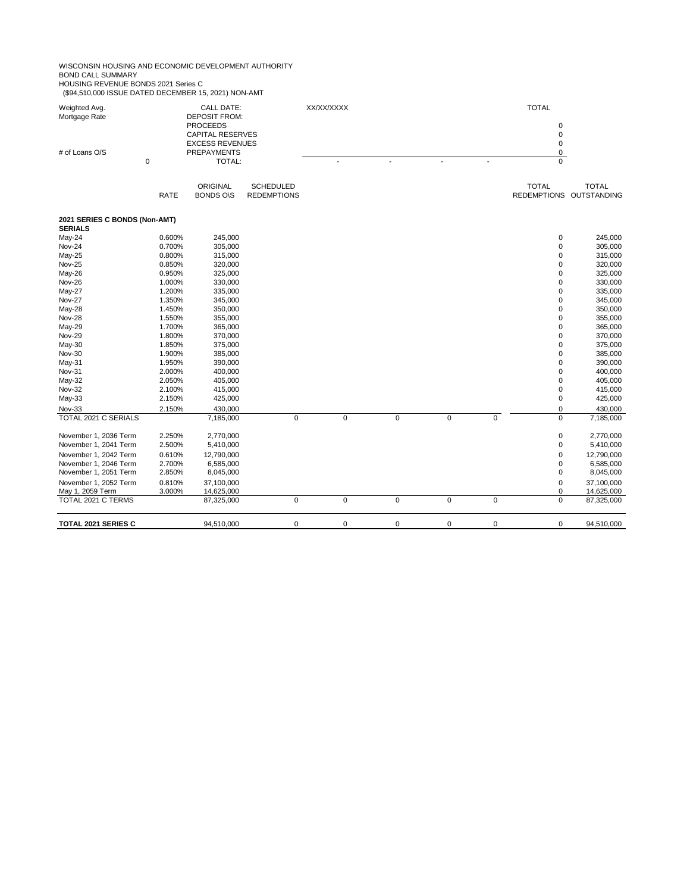WISCONSIN HOUSING AND ECONOMIC DEVELOPMENT AUTHORITY
BOND CALL SUMMARY
HOUSING REVENUE BONDS 2021 Series C
($94,510,000 ISSUE DATED DECEMBER 15, 2021) NON-AMT

| | | | | | | | | | |
|---|---|---|---|---|---|---|---|---|---|
| Weighted Avg. | | CALL DATE: | | XX/XX/XXXX | | | | TOTAL | |
| Mortgage Rate | | DEPOSIT FROM: | | | | | | | |
| | | PROCEEDS | | | | | | 0 | |
| | | CAPITAL RESERVES | | | | | | 0 | |
| | | EXCESS REVENUES | | | | | | 0 | |
| # of Loans O/S | | PREPAYMENTS | | | | | | 0 | |
| 0 | | TOTAL: | | - | - | - | - | 0 | |

| | RATE | ORIGINAL BONDS O\S | SCHEDULED REDEMPTIONS | | | | | TOTAL REDEMPTIONS | TOTAL OUTSTANDING |
|---|---|---|---|---|---|---|---|---|---|
| **2021 SERIES C BONDS (Non-AMT)** | | | | | | | | | |
| **SERIALS** | | | | | | | | | |
| May-24 | 0.600% | 245,000 | | | | | | 0 | 245,000 |
| Nov-24 | 0.700% | 305,000 | | | | | | 0 | 305,000 |
| May-25 | 0.800% | 315,000 | | | | | | 0 | 315,000 |
| Nov-25 | 0.850% | 320,000 | | | | | | 0 | 320,000 |
| May-26 | 0.950% | 325,000 | | | | | | 0 | 325,000 |
| Nov-26 | 1.000% | 330,000 | | | | | | 0 | 330,000 |
| May-27 | 1.200% | 335,000 | | | | | | 0 | 335,000 |
| Nov-27 | 1.350% | 345,000 | | | | | | 0 | 345,000 |
| May-28 | 1.450% | 350,000 | | | | | | 0 | 350,000 |
| Nov-28 | 1.550% | 355,000 | | | | | | 0 | 355,000 |
| May-29 | 1.700% | 365,000 | | | | | | 0 | 365,000 |
| Nov-29 | 1.800% | 370,000 | | | | | | 0 | 370,000 |
| May-30 | 1.850% | 375,000 | | | | | | 0 | 375,000 |
| Nov-30 | 1.900% | 385,000 | | | | | | 0 | 385,000 |
| May-31 | 1.950% | 390,000 | | | | | | 0 | 390,000 |
| Nov-31 | 2.000% | 400,000 | | | | | | 0 | 400,000 |
| May-32 | 2.050% | 405,000 | | | | | | 0 | 405,000 |
| Nov-32 | 2.100% | 415,000 | | | | | | 0 | 415,000 |
| May-33 | 2.150% | 425,000 | | | | | | 0 | 425,000 |
| Nov-33 | 2.150% | 430,000 | | | | | | 0 | 430,000 |
| TOTAL 2021 C SERIALS | | 7,185,000 | 0 | 0 | 0 | 0 | 0 | 0 | 7,185,000 |
| November 1, 2036 Term | 2.250% | 2,770,000 | | | | | | 0 | 2,770,000 |
| November 1, 2041 Term | 2.500% | 5,410,000 | | | | | | 0 | 5,410,000 |
| November 1, 2042 Term | 0.610% | 12,790,000 | | | | | | 0 | 12,790,000 |
| November 1, 2046 Term | 2.700% | 6,585,000 | | | | | | 0 | 6,585,000 |
| November 1, 2051 Term | 2.850% | 8,045,000 | | | | | | 0 | 8,045,000 |
| November 1, 2052 Term | 0.810% | 37,100,000 | | | | | | 0 | 37,100,000 |
| May 1, 2059 Term | 3.000% | 14,625,000 | | | | | | 0 | 14,625,000 |
| TOTAL 2021 C TERMS | | 87,325,000 | 0 | 0 | 0 | 0 | 0 | 0 | 87,325,000 |
| **TOTAL 2021 SERIES C** | | 94,510,000 | 0 | 0 | 0 | 0 | 0 | 0 | 94,510,000 |